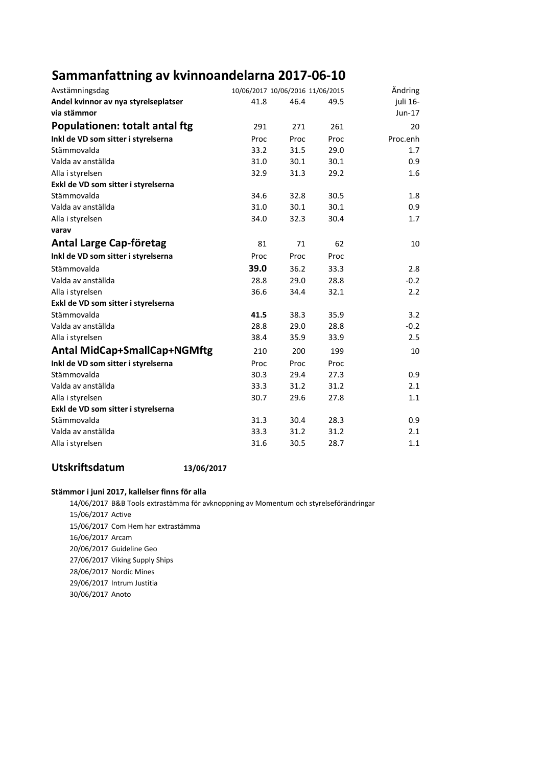# Sammanfattning av kvinnoandelarna 2017-06-10

| Avstämningsdag | 10/06/2017 | 10/06/2016 | 11/06/2015 | Ändring |
|---|---|---|---|---|
| **Andel kvinnor av nya styrelseplatser** | 41.8 | 46.4 | 49.5 | juli 16- |
| **via stämmor** | | | | Jun-17 |
| **Populationen: totalt antal ftg** | 291 | 271 | 261 | 20 |
| **Inkl de VD som sitter i styrelserna** | Proc | Proc | Proc | Proc.enh |
| Stämmovalda | 33.2 | 31.5 | 29.0 | 1.7 |
| Valda av anställda | 31.0 | 30.1 | 30.1 | 0.9 |
| Alla i styrelsen | 32.9 | 31.3 | 29.2 | 1.6 |
| **Exkl de VD som sitter i styrelserna** | | | | |
| Stämmovalda | 34.6 | 32.8 | 30.5 | 1.8 |
| Valda av anställda | 31.0 | 30.1 | 30.1 | 0.9 |
| Alla i styrelsen | 34.0 | 32.3 | 30.4 | 1.7 |
| **varav** | | | | |
| **Antal Large Cap-företag** | 81 | 71 | 62 | 10 |
| **Inkl de VD som sitter i styrelserna** | Proc | Proc | Proc | |
| Stämmovalda | **39.0** | 36.2 | 33.3 | 2.8 |
| Valda av anställda | 28.8 | 29.0 | 28.8 | -0.2 |
| Alla i styrelsen | 36.6 | 34.4 | 32.1 | 2.2 |
| **Exkl de VD som sitter i styrelserna** | | | | |
| Stämmovalda | **41.5** | 38.3 | 35.9 | 3.2 |
| Valda av anställda | 28.8 | 29.0 | 28.8 | -0.2 |
| Alla i styrelsen | 38.4 | 35.9 | 33.9 | 2.5 |
| **Antal MidCap+SmallCap+NGMftg** | 210 | 200 | 199 | 10 |
| **Inkl de VD som sitter i styrelserna** | Proc | Proc | Proc | |
| Stämmovalda | 30.3 | 29.4 | 27.3 | 0.9 |
| Valda av anställda | 33.3 | 31.2 | 31.2 | 2.1 |
| Alla i styrelsen | 30.7 | 29.6 | 27.8 | 1.1 |
| **Exkl de VD som sitter i styrelserna** | | | | |
| Stämmovalda | 31.3 | 30.4 | 28.3 | 0.9 |
| Valda av anställda | 33.3 | 31.2 | 31.2 | 2.1 |
| Alla i styrelsen | 31.6 | 30.5 | 28.7 | 1.1 |

## Utskriftsdatum **13/06/2017**

**Stämmor i juni 2017, kallelser finns för alla**

14/06/2017 B&B Tools extrastämma för avknoppning av Momentum och styrelseförändringar
15/06/2017 Active
15/06/2017 Com Hem har extrastämma
16/06/2017 Arcam
20/06/2017 Guideline Geo
27/06/2017 Viking Supply Ships
28/06/2017 Nordic Mines
29/06/2017 Intrum Justitia
30/06/2017 Anoto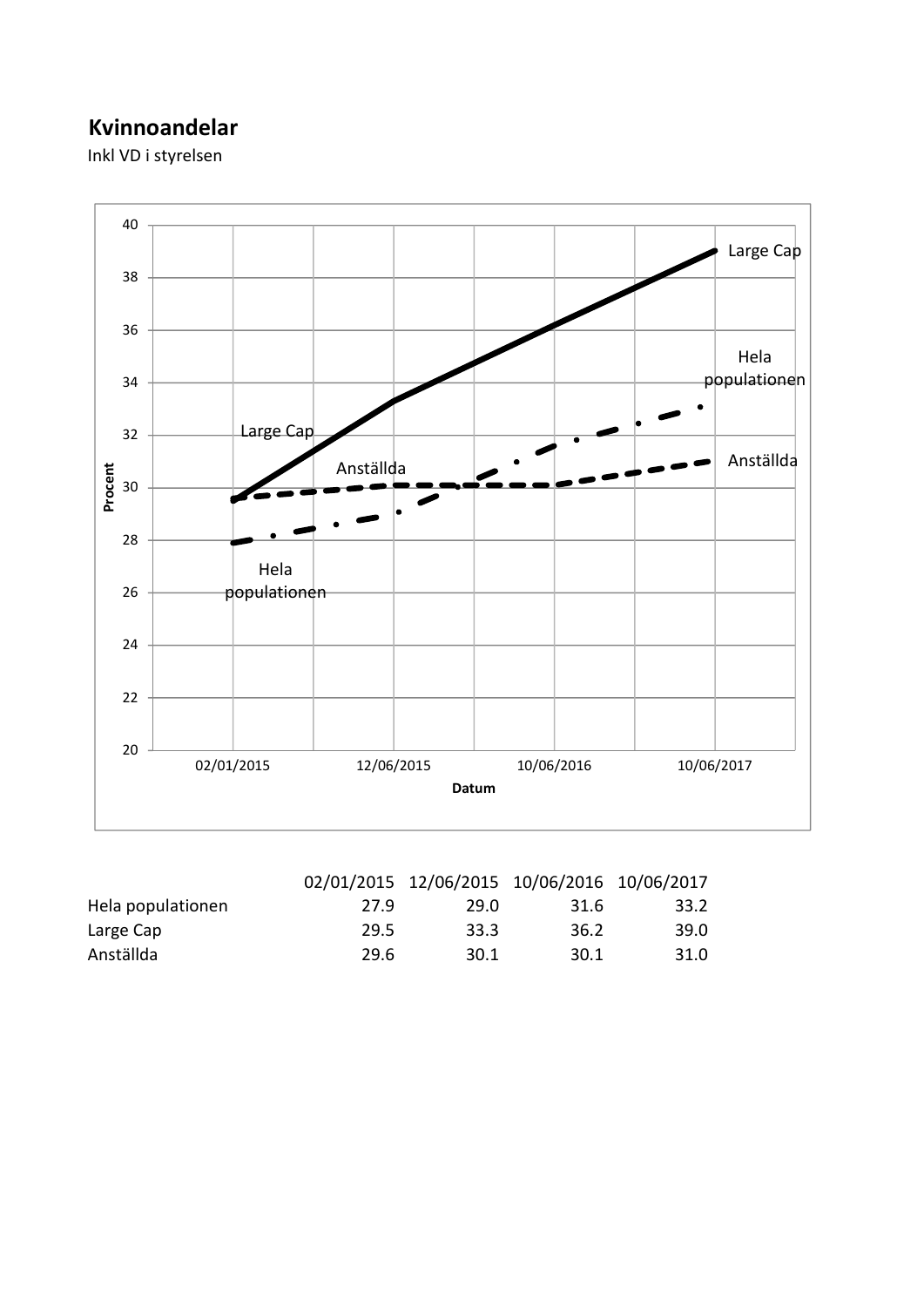**Kvinnoandelar**

Inkl VD i styrelsen

|  | 02/01/2015 | 12/06/2015 | 10/06/2016 | 10/06/2017 |
|---|---|---|---|---|
| Hela populationen | 27.9 | 29.0 | 31.6 | 33.2 |
| Large Cap | 29.5 | 33.3 | 36.2 | 39.0 |
| Anställda | 29.6 | 30.1 | 30.1 | 31.0 |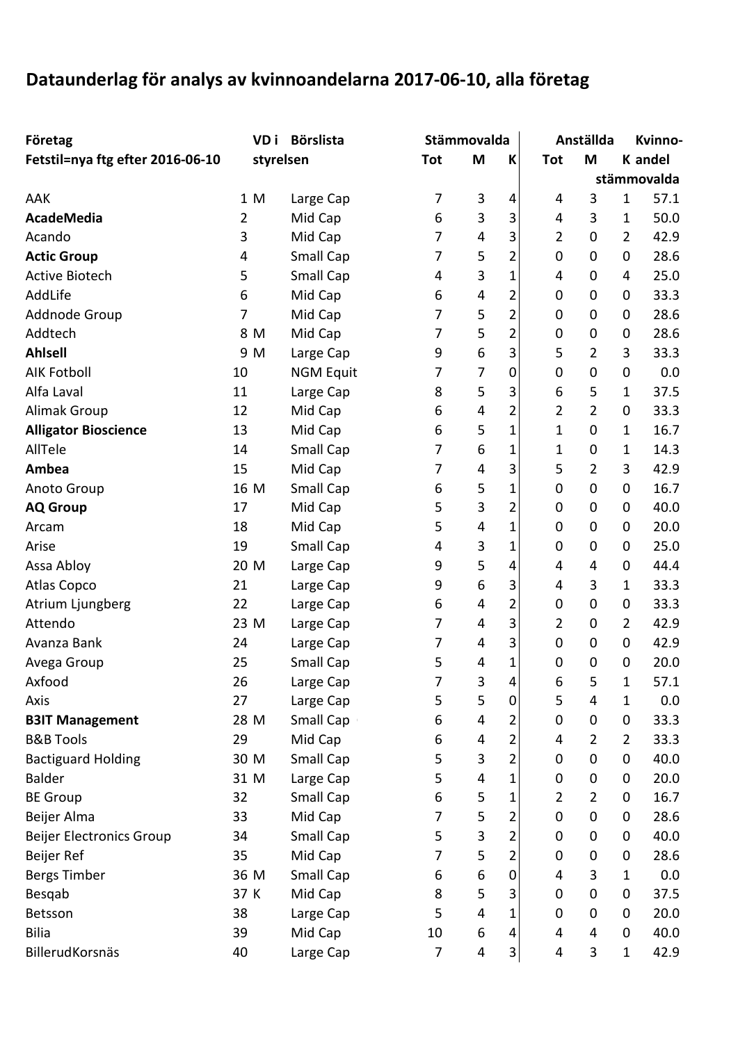# Dataunderlag för analys av kvinnoandelarna 2017-06-10, alla företag

| Företag | | VD i | Börslista | Stämmovalda | | | Anställda | | | Kvinno- |
|---|---|---|---|---|---|---|---|---|---|---|
| Fetstil=nya ftg efter 2016-06-10 | | styrelsen | | Tot | M | K | Tot | M | K | andel stämmovalda |
| AAK | 1 | M | Large Cap | 7 | 3 | 4 | 4 | 3 | 1 | 57.1 |
| **AcadeMedia** | 2 | | Mid Cap | 6 | 3 | 3 | 4 | 3 | 1 | 50.0 |
| Acando | 3 | | Mid Cap | 7 | 4 | 3 | 2 | 0 | 2 | 42.9 |
| **Actic Group** | 4 | | Small Cap | 7 | 5 | 2 | 0 | 0 | 0 | 28.6 |
| Active Biotech | 5 | | Small Cap | 4 | 3 | 1 | 4 | 0 | 4 | 25.0 |
| AddLife | 6 | | Mid Cap | 6 | 4 | 2 | 0 | 0 | 0 | 33.3 |
| Addnode Group | 7 | | Mid Cap | 7 | 5 | 2 | 0 | 0 | 0 | 28.6 |
| Addtech | 8 | M | Mid Cap | 7 | 5 | 2 | 0 | 0 | 0 | 28.6 |
| **Ahlsell** | 9 | M | Large Cap | 9 | 6 | 3 | 5 | 2 | 3 | 33.3 |
| AIK Fotboll | 10 | | NGM Equit | 7 | 7 | 0 | 0 | 0 | 0 | 0.0 |
| Alfa Laval | 11 | | Large Cap | 8 | 5 | 3 | 6 | 5 | 1 | 37.5 |
| Alimak Group | 12 | | Mid Cap | 6 | 4 | 2 | 2 | 2 | 0 | 33.3 |
| **Alligator Bioscience** | 13 | | Mid Cap | 6 | 5 | 1 | 1 | 0 | 1 | 16.7 |
| AllTele | 14 | | Small Cap | 7 | 6 | 1 | 1 | 0 | 1 | 14.3 |
| **Ambea** | 15 | | Mid Cap | 7 | 4 | 3 | 5 | 2 | 3 | 42.9 |
| Anoto Group | 16 | M | Small Cap | 6 | 5 | 1 | 0 | 0 | 0 | 16.7 |
| **AQ Group** | 17 | | Mid Cap | 5 | 3 | 2 | 0 | 0 | 0 | 40.0 |
| Arcam | 18 | | Mid Cap | 5 | 4 | 1 | 0 | 0 | 0 | 20.0 |
| Arise | 19 | | Small Cap | 4 | 3 | 1 | 0 | 0 | 0 | 25.0 |
| Assa Abloy | 20 | M | Large Cap | 9 | 5 | 4 | 4 | 4 | 0 | 44.4 |
| Atlas Copco | 21 | | Large Cap | 9 | 6 | 3 | 4 | 3 | 1 | 33.3 |
| Atrium Ljungberg | 22 | | Large Cap | 6 | 4 | 2 | 0 | 0 | 0 | 33.3 |
| Attendo | 23 | M | Large Cap | 7 | 4 | 3 | 2 | 0 | 2 | 42.9 |
| Avanza Bank | 24 | | Large Cap | 7 | 4 | 3 | 0 | 0 | 0 | 42.9 |
| Avega Group | 25 | | Small Cap | 5 | 4 | 1 | 0 | 0 | 0 | 20.0 |
| Axfood | 26 | | Large Cap | 7 | 3 | 4 | 6 | 5 | 1 | 57.1 |
| Axis | 27 | | Large Cap | 5 | 5 | 0 | 5 | 4 | 1 | 0.0 |
| **B3IT Management** | 28 | M | Small Cap | 6 | 4 | 2 | 0 | 0 | 0 | 33.3 |
| B&B Tools | 29 | | Mid Cap | 6 | 4 | 2 | 4 | 2 | 2 | 33.3 |
| Bactiguard Holding | 30 | M | Small Cap | 5 | 3 | 2 | 0 | 0 | 0 | 40.0 |
| Balder | 31 | M | Large Cap | 5 | 4 | 1 | 0 | 0 | 0 | 20.0 |
| BE Group | 32 | | Small Cap | 6 | 5 | 1 | 2 | 2 | 0 | 16.7 |
| Beijer Alma | 33 | | Mid Cap | 7 | 5 | 2 | 0 | 0 | 0 | 28.6 |
| Beijer Electronics Group | 34 | | Small Cap | 5 | 3 | 2 | 0 | 0 | 0 | 40.0 |
| Beijer Ref | 35 | | Mid Cap | 7 | 5 | 2 | 0 | 0 | 0 | 28.6 |
| Bergs Timber | 36 | M | Small Cap | 6 | 6 | 0 | 4 | 3 | 1 | 0.0 |
| Besqab | 37 | K | Mid Cap | 8 | 5 | 3 | 0 | 0 | 0 | 37.5 |
| Betsson | 38 | | Large Cap | 5 | 4 | 1 | 0 | 0 | 0 | 20.0 |
| Bilia | 39 | | Mid Cap | 10 | 6 | 4 | 4 | 4 | 0 | 40.0 |
| BillerudKorsnäs | 40 | | Large Cap | 7 | 4 | 3 | 4 | 3 | 1 | 42.9 |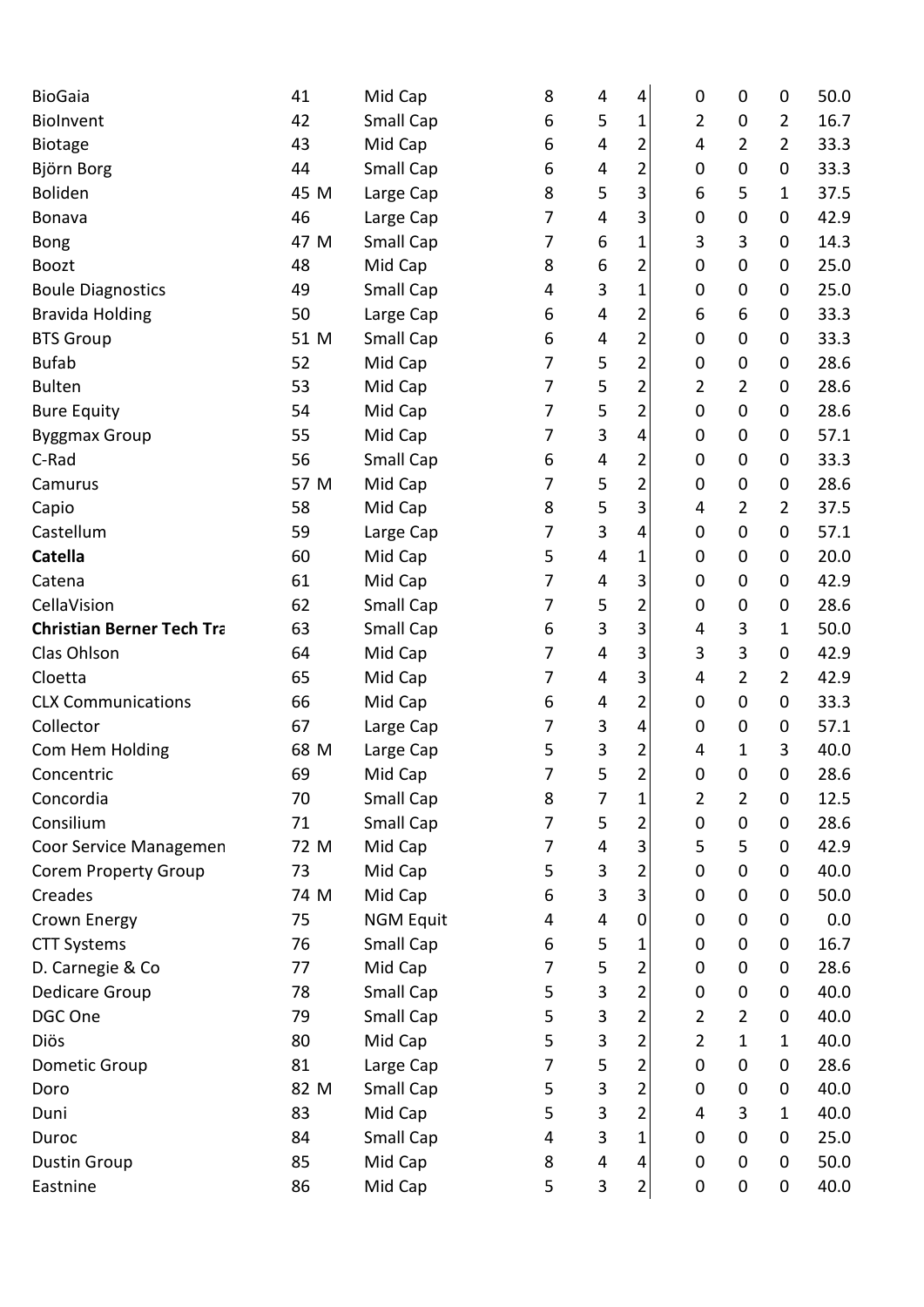| | | | | | | | | | | |
|---|---|---|---|---|---|---|---|---|---|---|
| BioGaia | 41 | | Mid Cap | 8 | 4 | 4 | 0 | 0 | 0 | 50.0 |
| BioInvent | 42 | | Small Cap | 6 | 5 | 1 | 2 | 0 | 2 | 16.7 |
| Biotage | 43 | | Mid Cap | 6 | 4 | 2 | 4 | 2 | 2 | 33.3 |
| Björn Borg | 44 | | Small Cap | 6 | 4 | 2 | 0 | 0 | 0 | 33.3 |
| Boliden | 45 | M | Large Cap | 8 | 5 | 3 | 6 | 5 | 1 | 37.5 |
| Bonava | 46 | | Large Cap | 7 | 4 | 3 | 0 | 0 | 0 | 42.9 |
| Bong | 47 | M | Small Cap | 7 | 6 | 1 | 3 | 3 | 0 | 14.3 |
| Boozt | 48 | | Mid Cap | 8 | 6 | 2 | 0 | 0 | 0 | 25.0 |
| Boule Diagnostics | 49 | | Small Cap | 4 | 3 | 1 | 0 | 0 | 0 | 25.0 |
| Bravida Holding | 50 | | Large Cap | 6 | 4 | 2 | 6 | 6 | 0 | 33.3 |
| BTS Group | 51 | M | Small Cap | 6 | 4 | 2 | 0 | 0 | 0 | 33.3 |
| Bufab | 52 | | Mid Cap | 7 | 5 | 2 | 0 | 0 | 0 | 28.6 |
| Bulten | 53 | | Mid Cap | 7 | 5 | 2 | 2 | 2 | 0 | 28.6 |
| Bure Equity | 54 | | Mid Cap | 7 | 5 | 2 | 0 | 0 | 0 | 28.6 |
| Byggmax Group | 55 | | Mid Cap | 7 | 3 | 4 | 0 | 0 | 0 | 57.1 |
| C-Rad | 56 | | Small Cap | 6 | 4 | 2 | 0 | 0 | 0 | 33.3 |
| Camurus | 57 | M | Mid Cap | 7 | 5 | 2 | 0 | 0 | 0 | 28.6 |
| Capio | 58 | | Mid Cap | 8 | 5 | 3 | 4 | 2 | 2 | 37.5 |
| Castellum | 59 | | Large Cap | 7 | 3 | 4 | 0 | 0 | 0 | 57.1 |
| **Catella** | 60 | | Mid Cap | 5 | 4 | 1 | 0 | 0 | 0 | 20.0 |
| Catena | 61 | | Mid Cap | 7 | 4 | 3 | 0 | 0 | 0 | 42.9 |
| CellaVision | 62 | | Small Cap | 7 | 5 | 2 | 0 | 0 | 0 | 28.6 |
| **Christian Berner Tech Tra** | 63 | | Small Cap | 6 | 3 | 3 | 4 | 3 | 1 | 50.0 |
| Clas Ohlson | 64 | | Mid Cap | 7 | 4 | 3 | 3 | 3 | 0 | 42.9 |
| Cloetta | 65 | | Mid Cap | 7 | 4 | 3 | 4 | 2 | 2 | 42.9 |
| CLX Communications | 66 | | Mid Cap | 6 | 4 | 2 | 0 | 0 | 0 | 33.3 |
| Collector | 67 | | Large Cap | 7 | 3 | 4 | 0 | 0 | 0 | 57.1 |
| Com Hem Holding | 68 | M | Large Cap | 5 | 3 | 2 | 4 | 1 | 3 | 40.0 |
| Concentric | 69 | | Mid Cap | 7 | 5 | 2 | 0 | 0 | 0 | 28.6 |
| Concordia | 70 | | Small Cap | 8 | 7 | 1 | 2 | 2 | 0 | 12.5 |
| Consilium | 71 | | Small Cap | 7 | 5 | 2 | 0 | 0 | 0 | 28.6 |
| Coor Service Managemen | 72 | M | Mid Cap | 7 | 4 | 3 | 5 | 5 | 0 | 42.9 |
| Corem Property Group | 73 | | Mid Cap | 5 | 3 | 2 | 0 | 0 | 0 | 40.0 |
| Creades | 74 | M | Mid Cap | 6 | 3 | 3 | 0 | 0 | 0 | 50.0 |
| Crown Energy | 75 | | NGM Equit | 4 | 4 | 0 | 0 | 0 | 0 | 0.0 |
| CTT Systems | 76 | | Small Cap | 6 | 5 | 1 | 0 | 0 | 0 | 16.7 |
| D. Carnegie & Co | 77 | | Mid Cap | 7 | 5 | 2 | 0 | 0 | 0 | 28.6 |
| Dedicare Group | 78 | | Small Cap | 5 | 3 | 2 | 0 | 0 | 0 | 40.0 |
| DGC One | 79 | | Small Cap | 5 | 3 | 2 | 2 | 2 | 0 | 40.0 |
| Diös | 80 | | Mid Cap | 5 | 3 | 2 | 2 | 1 | 1 | 40.0 |
| Dometic Group | 81 | | Large Cap | 7 | 5 | 2 | 0 | 0 | 0 | 28.6 |
| Doro | 82 | M | Small Cap | 5 | 3 | 2 | 0 | 0 | 0 | 40.0 |
| Duni | 83 | | Mid Cap | 5 | 3 | 2 | 4 | 3 | 1 | 40.0 |
| Duroc | 84 | | Small Cap | 4 | 3 | 1 | 0 | 0 | 0 | 25.0 |
| Dustin Group | 85 | | Mid Cap | 8 | 4 | 4 | 0 | 0 | 0 | 50.0 |
| Eastnine | 86 | | Mid Cap | 5 | 3 | 2 | 0 | 0 | 0 | 40.0 |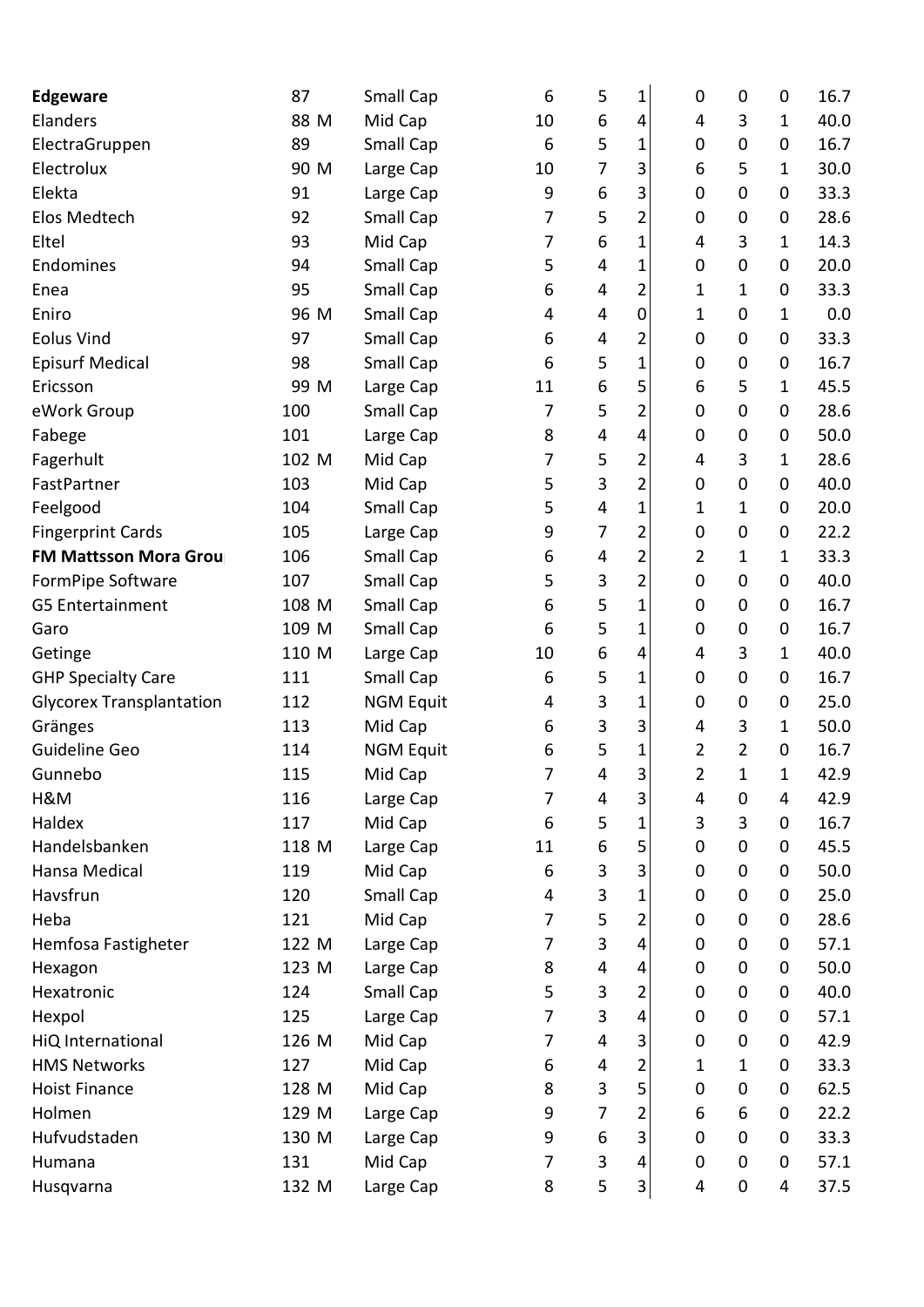| | | | | | | | | | | |
|---|---|---|---|---|---|---|---|---|---|---|
| **Edgeware** | 87 | | Small Cap | 6 | 5 | 1 | 0 | 0 | 0 | 16.7 |
| Elanders | 88 | M | Mid Cap | 10 | 6 | 4 | 4 | 3 | 1 | 40.0 |
| ElectraGruppen | 89 | | Small Cap | 6 | 5 | 1 | 0 | 0 | 0 | 16.7 |
| Electrolux | 90 | M | Large Cap | 10 | 7 | 3 | 6 | 5 | 1 | 30.0 |
| Elekta | 91 | | Large Cap | 9 | 6 | 3 | 0 | 0 | 0 | 33.3 |
| Elos Medtech | 92 | | Small Cap | 7 | 5 | 2 | 0 | 0 | 0 | 28.6 |
| Eltel | 93 | | Mid Cap | 7 | 6 | 1 | 4 | 3 | 1 | 14.3 |
| Endomines | 94 | | Small Cap | 5 | 4 | 1 | 0 | 0 | 0 | 20.0 |
| Enea | 95 | | Small Cap | 6 | 4 | 2 | 1 | 1 | 0 | 33.3 |
| Eniro | 96 | M | Small Cap | 4 | 4 | 0 | 1 | 0 | 1 | 0.0 |
| Eolus Vind | 97 | | Small Cap | 6 | 4 | 2 | 0 | 0 | 0 | 33.3 |
| Episurf Medical | 98 | | Small Cap | 6 | 5 | 1 | 0 | 0 | 0 | 16.7 |
| Ericsson | 99 | M | Large Cap | 11 | 6 | 5 | 6 | 5 | 1 | 45.5 |
| eWork Group | 100 | | Small Cap | 7 | 5 | 2 | 0 | 0 | 0 | 28.6 |
| Fabege | 101 | | Large Cap | 8 | 4 | 4 | 0 | 0 | 0 | 50.0 |
| Fagerhult | 102 | M | Mid Cap | 7 | 5 | 2 | 4 | 3 | 1 | 28.6 |
| FastPartner | 103 | | Mid Cap | 5 | 3 | 2 | 0 | 0 | 0 | 40.0 |
| Feelgood | 104 | | Small Cap | 5 | 4 | 1 | 1 | 1 | 0 | 20.0 |
| Fingerprint Cards | 105 | | Large Cap | 9 | 7 | 2 | 0 | 0 | 0 | 22.2 |
| **FM Mattsson Mora Grou** | 106 | | Small Cap | 6 | 4 | 2 | 2 | 1 | 1 | 33.3 |
| FormPipe Software | 107 | | Small Cap | 5 | 3 | 2 | 0 | 0 | 0 | 40.0 |
| G5 Entertainment | 108 | M | Small Cap | 6 | 5 | 1 | 0 | 0 | 0 | 16.7 |
| Garo | 109 | M | Small Cap | 6 | 5 | 1 | 0 | 0 | 0 | 16.7 |
| Getinge | 110 | M | Large Cap | 10 | 6 | 4 | 4 | 3 | 1 | 40.0 |
| GHP Specialty Care | 111 | | Small Cap | 6 | 5 | 1 | 0 | 0 | 0 | 16.7 |
| Glycorex Transplantation | 112 | | NGM Equit | 4 | 3 | 1 | 0 | 0 | 0 | 25.0 |
| Gränges | 113 | | Mid Cap | 6 | 3 | 3 | 4 | 3 | 1 | 50.0 |
| Guideline Geo | 114 | | NGM Equit | 6 | 5 | 1 | 2 | 2 | 0 | 16.7 |
| Gunnebo | 115 | | Mid Cap | 7 | 4 | 3 | 2 | 1 | 1 | 42.9 |
| H&M | 116 | | Large Cap | 7 | 4 | 3 | 4 | 0 | 4 | 42.9 |
| Haldex | 117 | | Mid Cap | 6 | 5 | 1 | 3 | 3 | 0 | 16.7 |
| Handelsbanken | 118 | M | Large Cap | 11 | 6 | 5 | 0 | 0 | 0 | 45.5 |
| Hansa Medical | 119 | | Mid Cap | 6 | 3 | 3 | 0 | 0 | 0 | 50.0 |
| Havsfrun | 120 | | Small Cap | 4 | 3 | 1 | 0 | 0 | 0 | 25.0 |
| Heba | 121 | | Mid Cap | 7 | 5 | 2 | 0 | 0 | 0 | 28.6 |
| Hemfosa Fastigheter | 122 | M | Large Cap | 7 | 3 | 4 | 0 | 0 | 0 | 57.1 |
| Hexagon | 123 | M | Large Cap | 8 | 4 | 4 | 0 | 0 | 0 | 50.0 |
| Hexatronic | 124 | | Small Cap | 5 | 3 | 2 | 0 | 0 | 0 | 40.0 |
| Hexpol | 125 | | Large Cap | 7 | 3 | 4 | 0 | 0 | 0 | 57.1 |
| HiQ International | 126 | M | Mid Cap | 7 | 4 | 3 | 0 | 0 | 0 | 42.9 |
| HMS Networks | 127 | | Mid Cap | 6 | 4 | 2 | 1 | 1 | 0 | 33.3 |
| Hoist Finance | 128 | M | Mid Cap | 8 | 3 | 5 | 0 | 0 | 0 | 62.5 |
| Holmen | 129 | M | Large Cap | 9 | 7 | 2 | 6 | 6 | 0 | 22.2 |
| Hufvudstaden | 130 | M | Large Cap | 9 | 6 | 3 | 0 | 0 | 0 | 33.3 |
| Humana | 131 | | Mid Cap | 7 | 3 | 4 | 0 | 0 | 0 | 57.1 |
| Husqvarna | 132 | M | Large Cap | 8 | 5 | 3 | 4 | 0 | 4 | 37.5 |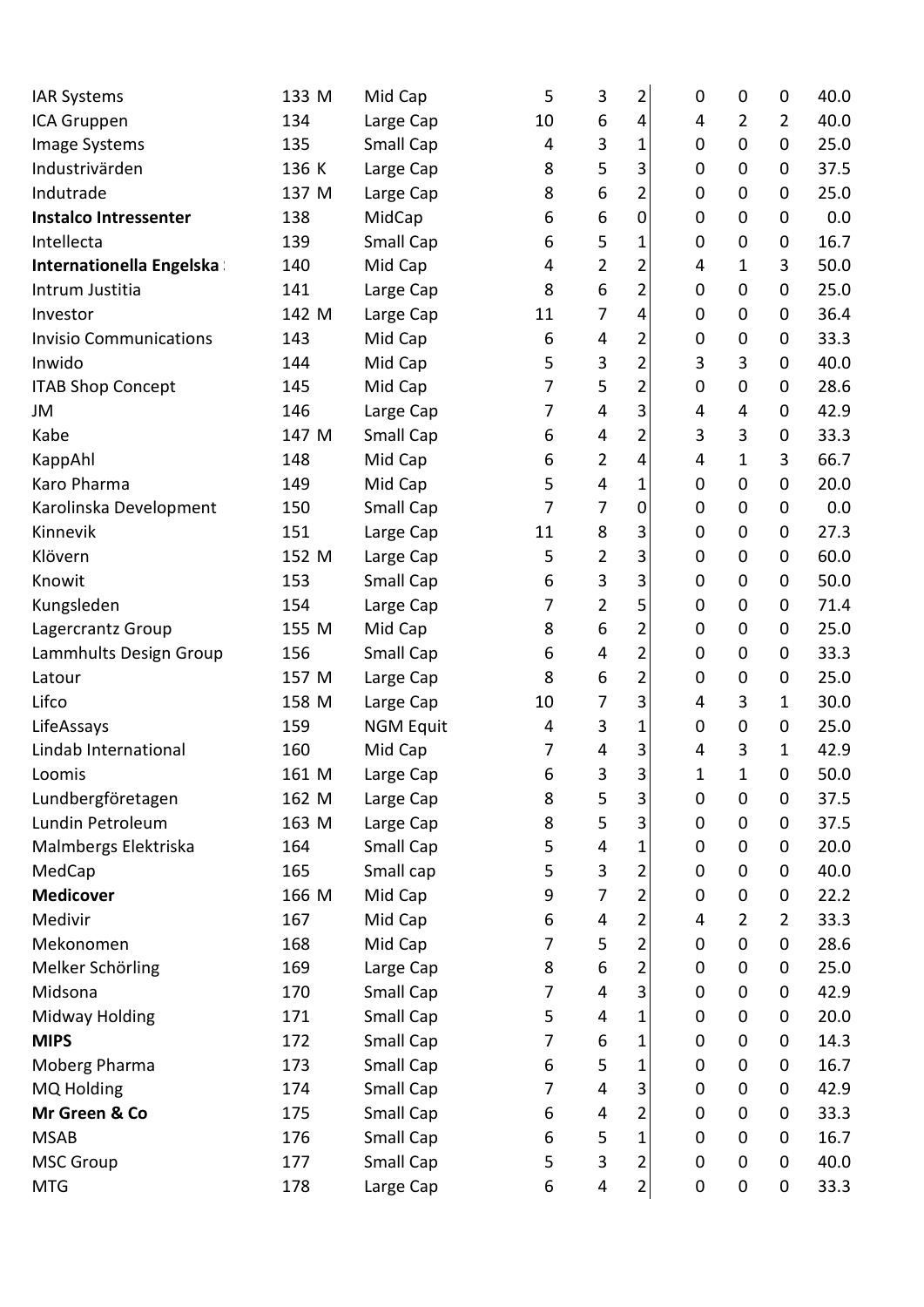| | | | | | | | | | |
|---|---|---|---|---|---|---|---|---|---|
| IAR Systems | 133 M | Mid Cap | 5 | 3 | 2 | 0 | 0 | 0 | 40.0 |
| ICA Gruppen | 134 | Large Cap | 10 | 6 | 4 | 4 | 2 | 2 | 40.0 |
| Image Systems | 135 | Small Cap | 4 | 3 | 1 | 0 | 0 | 0 | 25.0 |
| Industrivärden | 136 K | Large Cap | 8 | 5 | 3 | 0 | 0 | 0 | 37.5 |
| Indutrade | 137 M | Large Cap | 8 | 6 | 2 | 0 | 0 | 0 | 25.0 |
| **Instalco Intressenter** | 138 | MidCap | 6 | 6 | 0 | 0 | 0 | 0 | 0.0 |
| Intellecta | 139 | Small Cap | 6 | 5 | 1 | 0 | 0 | 0 | 16.7 |
| **Internationella Engelska** | 140 | Mid Cap | 4 | 2 | 2 | 4 | 1 | 3 | 50.0 |
| Intrum Justitia | 141 | Large Cap | 8 | 6 | 2 | 0 | 0 | 0 | 25.0 |
| Investor | 142 M | Large Cap | 11 | 7 | 4 | 0 | 0 | 0 | 36.4 |
| Invisio Communications | 143 | Mid Cap | 6 | 4 | 2 | 0 | 0 | 0 | 33.3 |
| Inwido | 144 | Mid Cap | 5 | 3 | 2 | 3 | 3 | 0 | 40.0 |
| ITAB Shop Concept | 145 | Mid Cap | 7 | 5 | 2 | 0 | 0 | 0 | 28.6 |
| JM | 146 | Large Cap | 7 | 4 | 3 | 4 | 4 | 0 | 42.9 |
| Kabe | 147 M | Small Cap | 6 | 4 | 2 | 3 | 3 | 0 | 33.3 |
| KappAhl | 148 | Mid Cap | 6 | 2 | 4 | 4 | 1 | 3 | 66.7 |
| Karo Pharma | 149 | Mid Cap | 5 | 4 | 1 | 0 | 0 | 0 | 20.0 |
| Karolinska Development | 150 | Small Cap | 7 | 7 | 0 | 0 | 0 | 0 | 0.0 |
| Kinnevik | 151 | Large Cap | 11 | 8 | 3 | 0 | 0 | 0 | 27.3 |
| Klövern | 152 M | Large Cap | 5 | 2 | 3 | 0 | 0 | 0 | 60.0 |
| Knowit | 153 | Small Cap | 6 | 3 | 3 | 0 | 0 | 0 | 50.0 |
| Kungsleden | 154 | Large Cap | 7 | 2 | 5 | 0 | 0 | 0 | 71.4 |
| Lagercrantz Group | 155 M | Mid Cap | 8 | 6 | 2 | 0 | 0 | 0 | 25.0 |
| Lammhults Design Group | 156 | Small Cap | 6 | 4 | 2 | 0 | 0 | 0 | 33.3 |
| Latour | 157 M | Large Cap | 8 | 6 | 2 | 0 | 0 | 0 | 25.0 |
| Lifco | 158 M | Large Cap | 10 | 7 | 3 | 4 | 3 | 1 | 30.0 |
| LifeAssays | 159 | NGM Equit | 4 | 3 | 1 | 0 | 0 | 0 | 25.0 |
| Lindab International | 160 | Mid Cap | 7 | 4 | 3 | 4 | 3 | 1 | 42.9 |
| Loomis | 161 M | Large Cap | 6 | 3 | 3 | 1 | 1 | 0 | 50.0 |
| Lundbergföretagen | 162 M | Large Cap | 8 | 5 | 3 | 0 | 0 | 0 | 37.5 |
| Lundin Petroleum | 163 M | Large Cap | 8 | 5 | 3 | 0 | 0 | 0 | 37.5 |
| Malmbergs Elektriska | 164 | Small Cap | 5 | 4 | 1 | 0 | 0 | 0 | 20.0 |
| MedCap | 165 | Small cap | 5 | 3 | 2 | 0 | 0 | 0 | 40.0 |
| **Medicover** | 166 M | Mid Cap | 9 | 7 | 2 | 0 | 0 | 0 | 22.2 |
| Medivir | 167 | Mid Cap | 6 | 4 | 2 | 4 | 2 | 2 | 33.3 |
| Mekonomen | 168 | Mid Cap | 7 | 5 | 2 | 0 | 0 | 0 | 28.6 |
| Melker Schörling | 169 | Large Cap | 8 | 6 | 2 | 0 | 0 | 0 | 25.0 |
| Midsona | 170 | Small Cap | 7 | 4 | 3 | 0 | 0 | 0 | 42.9 |
| Midway Holding | 171 | Small Cap | 5 | 4 | 1 | 0 | 0 | 0 | 20.0 |
| **MIPS** | 172 | Small Cap | 7 | 6 | 1 | 0 | 0 | 0 | 14.3 |
| Moberg Pharma | 173 | Small Cap | 6 | 5 | 1 | 0 | 0 | 0 | 16.7 |
| MQ Holding | 174 | Small Cap | 7 | 4 | 3 | 0 | 0 | 0 | 42.9 |
| **Mr Green & Co** | 175 | Small Cap | 6 | 4 | 2 | 0 | 0 | 0 | 33.3 |
| MSAB | 176 | Small Cap | 6 | 5 | 1 | 0 | 0 | 0 | 16.7 |
| MSC Group | 177 | Small Cap | 5 | 3 | 2 | 0 | 0 | 0 | 40.0 |
| MTG | 178 | Large Cap | 6 | 4 | 2 | 0 | 0 | 0 | 33.3 |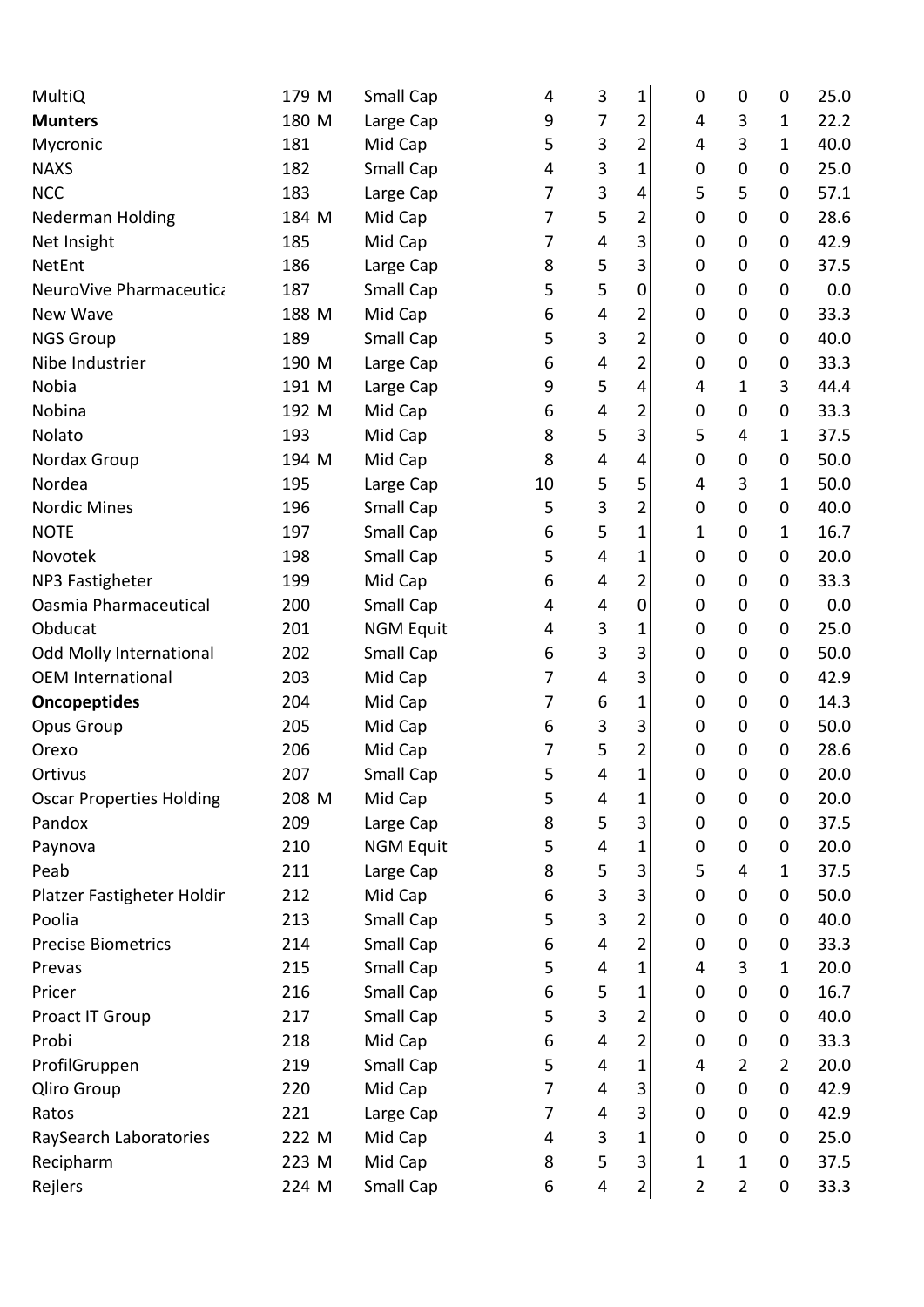| | | | | | | | | | |
|---|---|---|---|---|---|---|---|---|---|
| MultiQ | 179 M | Small Cap | 4 | 3 | 1 | 0 | 0 | 0 | 25.0 |
| **Munters** | 180 M | Large Cap | 9 | 7 | 2 | 4 | 3 | 1 | 22.2 |
| Mycronic | 181 | Mid Cap | 5 | 3 | 2 | 4 | 3 | 1 | 40.0 |
| NAXS | 182 | Small Cap | 4 | 3 | 1 | 0 | 0 | 0 | 25.0 |
| NCC | 183 | Large Cap | 7 | 3 | 4 | 5 | 5 | 0 | 57.1 |
| Nederman Holding | 184 M | Mid Cap | 7 | 5 | 2 | 0 | 0 | 0 | 28.6 |
| Net Insight | 185 | Mid Cap | 7 | 4 | 3 | 0 | 0 | 0 | 42.9 |
| NetEnt | 186 | Large Cap | 8 | 5 | 3 | 0 | 0 | 0 | 37.5 |
| NeuroVive Pharmaceutica | 187 | Small Cap | 5 | 5 | 0 | 0 | 0 | 0 | 0.0 |
| New Wave | 188 M | Mid Cap | 6 | 4 | 2 | 0 | 0 | 0 | 33.3 |
| NGS Group | 189 | Small Cap | 5 | 3 | 2 | 0 | 0 | 0 | 40.0 |
| Nibe Industrier | 190 M | Large Cap | 6 | 4 | 2 | 0 | 0 | 0 | 33.3 |
| Nobia | 191 M | Large Cap | 9 | 5 | 4 | 4 | 1 | 3 | 44.4 |
| Nobina | 192 M | Mid Cap | 6 | 4 | 2 | 0 | 0 | 0 | 33.3 |
| Nolato | 193 | Mid Cap | 8 | 5 | 3 | 5 | 4 | 1 | 37.5 |
| Nordax Group | 194 M | Mid Cap | 8 | 4 | 4 | 0 | 0 | 0 | 50.0 |
| Nordea | 195 | Large Cap | 10 | 5 | 5 | 4 | 3 | 1 | 50.0 |
| Nordic Mines | 196 | Small Cap | 5 | 3 | 2 | 0 | 0 | 0 | 40.0 |
| NOTE | 197 | Small Cap | 6 | 5 | 1 | 1 | 0 | 1 | 16.7 |
| Novotek | 198 | Small Cap | 5 | 4 | 1 | 0 | 0 | 0 | 20.0 |
| NP3 Fastigheter | 199 | Mid Cap | 6 | 4 | 2 | 0 | 0 | 0 | 33.3 |
| Oasmia Pharmaceutical | 200 | Small Cap | 4 | 4 | 0 | 0 | 0 | 0 | 0.0 |
| Obducat | 201 | NGM Equit | 4 | 3 | 1 | 0 | 0 | 0 | 25.0 |
| Odd Molly International | 202 | Small Cap | 6 | 3 | 3 | 0 | 0 | 0 | 50.0 |
| OEM International | 203 | Mid Cap | 7 | 4 | 3 | 0 | 0 | 0 | 42.9 |
| **Oncopeptides** | 204 | Mid Cap | 7 | 6 | 1 | 0 | 0 | 0 | 14.3 |
| Opus Group | 205 | Mid Cap | 6 | 3 | 3 | 0 | 0 | 0 | 50.0 |
| Orexo | 206 | Mid Cap | 7 | 5 | 2 | 0 | 0 | 0 | 28.6 |
| Ortivus | 207 | Small Cap | 5 | 4 | 1 | 0 | 0 | 0 | 20.0 |
| Oscar Properties Holding | 208 M | Mid Cap | 5 | 4 | 1 | 0 | 0 | 0 | 20.0 |
| Pandox | 209 | Large Cap | 8 | 5 | 3 | 0 | 0 | 0 | 37.5 |
| Paynova | 210 | NGM Equit | 5 | 4 | 1 | 0 | 0 | 0 | 20.0 |
| Peab | 211 | Large Cap | 8 | 5 | 3 | 5 | 4 | 1 | 37.5 |
| Platzer Fastigheter Holdir | 212 | Mid Cap | 6 | 3 | 3 | 0 | 0 | 0 | 50.0 |
| Poolia | 213 | Small Cap | 5 | 3 | 2 | 0 | 0 | 0 | 40.0 |
| Precise Biometrics | 214 | Small Cap | 6 | 4 | 2 | 0 | 0 | 0 | 33.3 |
| Prevas | 215 | Small Cap | 5 | 4 | 1 | 4 | 3 | 1 | 20.0 |
| Pricer | 216 | Small Cap | 6 | 5 | 1 | 0 | 0 | 0 | 16.7 |
| Proact IT Group | 217 | Small Cap | 5 | 3 | 2 | 0 | 0 | 0 | 40.0 |
| Probi | 218 | Mid Cap | 6 | 4 | 2 | 0 | 0 | 0 | 33.3 |
| ProfilGruppen | 219 | Small Cap | 5 | 4 | 1 | 4 | 2 | 2 | 20.0 |
| Qliro Group | 220 | Mid Cap | 7 | 4 | 3 | 0 | 0 | 0 | 42.9 |
| Ratos | 221 | Large Cap | 7 | 4 | 3 | 0 | 0 | 0 | 42.9 |
| RaySearch Laboratories | 222 M | Mid Cap | 4 | 3 | 1 | 0 | 0 | 0 | 25.0 |
| Recipharm | 223 M | Mid Cap | 8 | 5 | 3 | 1 | 1 | 0 | 37.5 |
| Rejlers | 224 M | Small Cap | 6 | 4 | 2 | 2 | 2 | 0 | 33.3 |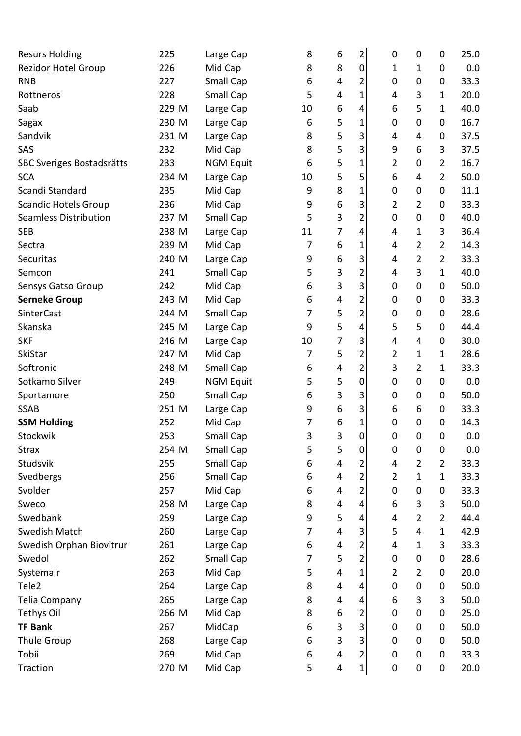| | | | | | | | | | |
|---|---|---|---|---|---|---|---|---|---|
| Resurs Holding | 225 | Large Cap | 8 | 6 | 2 | 0 | 0 | 0 | 25.0 |
| Rezidor Hotel Group | 226 | Mid Cap | 8 | 8 | 0 | 1 | 1 | 0 | 0.0 |
| RNB | 227 | Small Cap | 6 | 4 | 2 | 0 | 0 | 0 | 33.3 |
| Rottneros | 228 | Small Cap | 5 | 4 | 1 | 4 | 3 | 1 | 20.0 |
| Saab | 229 M | Large Cap | 10 | 6 | 4 | 6 | 5 | 1 | 40.0 |
| Sagax | 230 M | Large Cap | 6 | 5 | 1 | 0 | 0 | 0 | 16.7 |
| Sandvik | 231 M | Large Cap | 8 | 5 | 3 | 4 | 4 | 0 | 37.5 |
| SAS | 232 | Mid Cap | 8 | 5 | 3 | 9 | 6 | 3 | 37.5 |
| SBC Sveriges Bostadsrätts | 233 | NGM Equit | 6 | 5 | 1 | 2 | 0 | 2 | 16.7 |
| SCA | 234 M | Large Cap | 10 | 5 | 5 | 6 | 4 | 2 | 50.0 |
| Scandi Standard | 235 | Mid Cap | 9 | 8 | 1 | 0 | 0 | 0 | 11.1 |
| Scandic Hotels Group | 236 | Mid Cap | 9 | 6 | 3 | 2 | 2 | 0 | 33.3 |
| Seamless Distribution | 237 M | Small Cap | 5 | 3 | 2 | 0 | 0 | 0 | 40.0 |
| SEB | 238 M | Large Cap | 11 | 7 | 4 | 4 | 1 | 3 | 36.4 |
| Sectra | 239 M | Mid Cap | 7 | 6 | 1 | 4 | 2 | 2 | 14.3 |
| Securitas | 240 M | Large Cap | 9 | 6 | 3 | 4 | 2 | 2 | 33.3 |
| Semcon | 241 | Small Cap | 5 | 3 | 2 | 4 | 3 | 1 | 40.0 |
| Sensys Gatso Group | 242 | Mid Cap | 6 | 3 | 3 | 0 | 0 | 0 | 50.0 |
| **Serneke Group** | 243 M | Mid Cap | 6 | 4 | 2 | 0 | 0 | 0 | 33.3 |
| SinterCast | 244 M | Small Cap | 7 | 5 | 2 | 0 | 0 | 0 | 28.6 |
| Skanska | 245 M | Large Cap | 9 | 5 | 4 | 5 | 5 | 0 | 44.4 |
| SKF | 246 M | Large Cap | 10 | 7 | 3 | 4 | 4 | 0 | 30.0 |
| SkiStar | 247 M | Mid Cap | 7 | 5 | 2 | 2 | 1 | 1 | 28.6 |
| Softronic | 248 M | Small Cap | 6 | 4 | 2 | 3 | 2 | 1 | 33.3 |
| Sotkamo Silver | 249 | NGM Equit | 5 | 5 | 0 | 0 | 0 | 0 | 0.0 |
| Sportamore | 250 | Small Cap | 6 | 3 | 3 | 0 | 0 | 0 | 50.0 |
| SSAB | 251 M | Large Cap | 9 | 6 | 3 | 6 | 6 | 0 | 33.3 |
| **SSM Holding** | 252 | Mid Cap | 7 | 6 | 1 | 0 | 0 | 0 | 14.3 |
| Stockwik | 253 | Small Cap | 3 | 3 | 0 | 0 | 0 | 0 | 0.0 |
| Strax | 254 M | Small Cap | 5 | 5 | 0 | 0 | 0 | 0 | 0.0 |
| Studsvik | 255 | Small Cap | 6 | 4 | 2 | 4 | 2 | 2 | 33.3 |
| Svedbergs | 256 | Small Cap | 6 | 4 | 2 | 2 | 1 | 1 | 33.3 |
| Svolder | 257 | Mid Cap | 6 | 4 | 2 | 0 | 0 | 0 | 33.3 |
| Sweco | 258 M | Large Cap | 8 | 4 | 4 | 6 | 3 | 3 | 50.0 |
| Swedbank | 259 | Large Cap | 9 | 5 | 4 | 4 | 2 | 2 | 44.4 |
| Swedish Match | 260 | Large Cap | 7 | 4 | 3 | 5 | 4 | 1 | 42.9 |
| Swedish Orphan Biovitrur | 261 | Large Cap | 6 | 4 | 2 | 4 | 1 | 3 | 33.3 |
| Swedol | 262 | Small Cap | 7 | 5 | 2 | 0 | 0 | 0 | 28.6 |
| Systemair | 263 | Mid Cap | 5 | 4 | 1 | 2 | 2 | 0 | 20.0 |
| Tele2 | 264 | Large Cap | 8 | 4 | 4 | 0 | 0 | 0 | 50.0 |
| Telia Company | 265 | Large Cap | 8 | 4 | 4 | 6 | 3 | 3 | 50.0 |
| Tethys Oil | 266 M | Mid Cap | 8 | 6 | 2 | 0 | 0 | 0 | 25.0 |
| **TF Bank** | 267 | MidCap | 6 | 3 | 3 | 0 | 0 | 0 | 50.0 |
| Thule Group | 268 | Large Cap | 6 | 3 | 3 | 0 | 0 | 0 | 50.0 |
| Tobii | 269 | Mid Cap | 6 | 4 | 2 | 0 | 0 | 0 | 33.3 |
| Traction | 270 M | Mid Cap | 5 | 4 | 1 | 0 | 0 | 0 | 20.0 |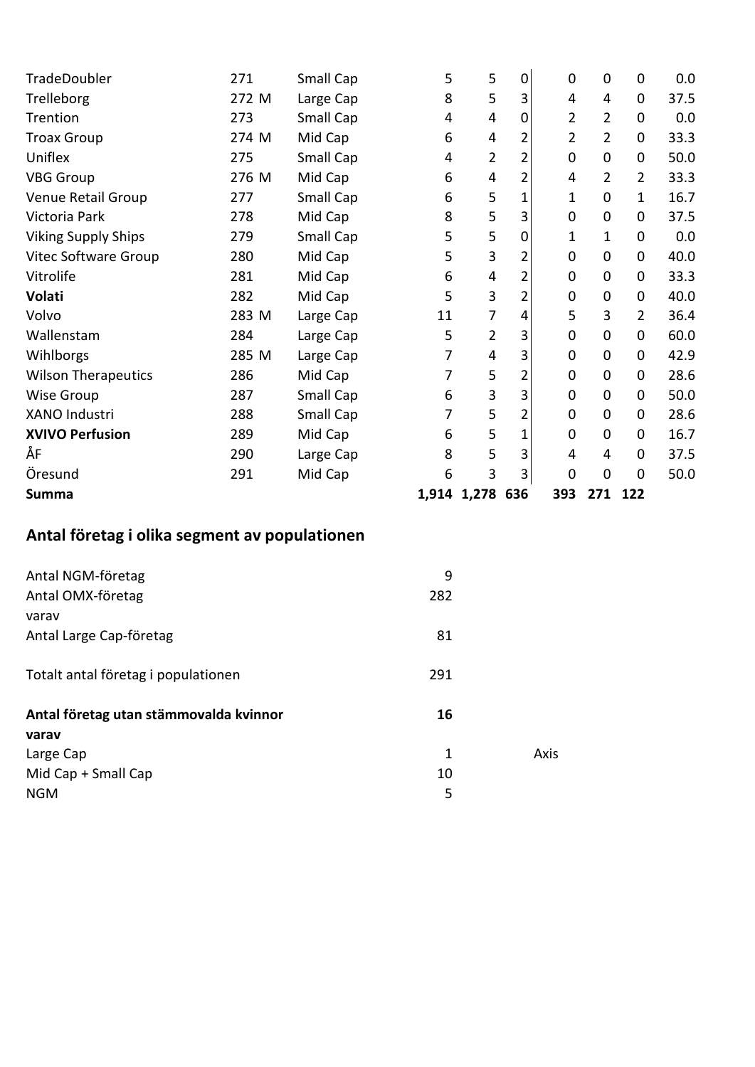| | | | | | | | | | |
|---|---|---|---|---|---|---|---|---|---|
| TradeDoubler | 271 | Small Cap | 5 | 5 | 0 | 0 | 0 | 0 | 0.0 |
| Trelleborg | 272 M | Large Cap | 8 | 5 | 3 | 4 | 4 | 0 | 37.5 |
| Trention | 273 | Small Cap | 4 | 4 | 0 | 2 | 2 | 0 | 0.0 |
| Troax Group | 274 M | Mid Cap | 6 | 4 | 2 | 2 | 2 | 0 | 33.3 |
| Uniflex | 275 | Small Cap | 4 | 2 | 2 | 0 | 0 | 0 | 50.0 |
| VBG Group | 276 M | Mid Cap | 6 | 4 | 2 | 4 | 2 | 2 | 33.3 |
| Venue Retail Group | 277 | Small Cap | 6 | 5 | 1 | 1 | 0 | 1 | 16.7 |
| Victoria Park | 278 | Mid Cap | 8 | 5 | 3 | 0 | 0 | 0 | 37.5 |
| Viking Supply Ships | 279 | Small Cap | 5 | 5 | 0 | 1 | 1 | 0 | 0.0 |
| Vitec Software Group | 280 | Mid Cap | 5 | 3 | 2 | 0 | 0 | 0 | 40.0 |
| Vitrolife | 281 | Mid Cap | 6 | 4 | 2 | 0 | 0 | 0 | 33.3 |
| **Volati** | 282 | Mid Cap | 5 | 3 | 2 | 0 | 0 | 0 | 40.0 |
| Volvo | 283 M | Large Cap | 11 | 7 | 4 | 5 | 3 | 2 | 36.4 |
| Wallenstam | 284 | Large Cap | 5 | 2 | 3 | 0 | 0 | 0 | 60.0 |
| Wihlborgs | 285 M | Large Cap | 7 | 4 | 3 | 0 | 0 | 0 | 42.9 |
| Wilson Therapeutics | 286 | Mid Cap | 7 | 5 | 2 | 0 | 0 | 0 | 28.6 |
| Wise Group | 287 | Small Cap | 6 | 3 | 3 | 0 | 0 | 0 | 50.0 |
| XANO Industri | 288 | Small Cap | 7 | 5 | 2 | 0 | 0 | 0 | 28.6 |
| **XVIVO Perfusion** | 289 | Mid Cap | 6 | 5 | 1 | 0 | 0 | 0 | 16.7 |
| ÅF | 290 | Large Cap | 8 | 5 | 3 | 4 | 4 | 0 | 37.5 |
| Öresund | 291 | Mid Cap | 6 | 3 | 3 | 0 | 0 | 0 | 50.0 |
| **Summa** | | | **1,914** | **1,278** | **636** | **393** | **271** | **122** | |

## Antal företag i olika segment av populationen

| | | |
|---|---|---|
| Antal NGM-företag | 9 | |
| Antal OMX-företag | 282 | |
| varav | | |
| Antal Large Cap-företag | 81 | |
| Totalt antal företag i populationen | 291 | |
| **Antal företag utan stämmovalda kvinnor** | **16** | |
| **varav** | | |
| Large Cap | 1 | Axis |
| Mid Cap + Small Cap | 10 | |
| NGM | 5 | |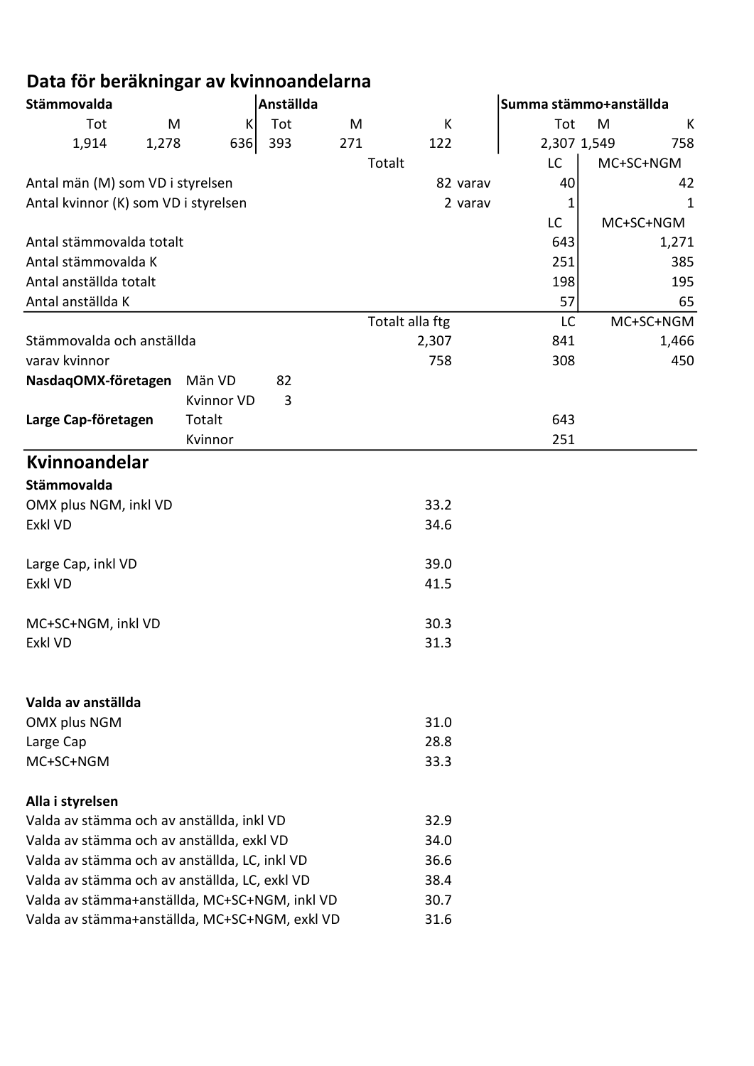## Data för beräkningar av kvinnoandelarna

| Stämmovalda | | | Anställda | | | Summa stämmo+anställda | | |
|---|---|---|---|---|---|---|---|---|
| Tot | M | K | Tot | M | K | Tot | M | K |
| 1,914 | 1,278 | 636 | 393 | 271 | 122 | 2,307 | 1,549 | 758 |

| | Totalt | | LC | MC+SC+NGM |
|---|---|---|---|---|
| Antal män (M) som VD i styrelsen | 82 | varav | 40 | 42 |
| Antal kvinnor (K) som VD i styrelsen | 2 | varav | 1 | 1 |

| | LC | MC+SC+NGM |
|---|---|---|
| Antal stämmovalda totalt | 643 | 1,271 |
| Antal stämmovalda K | 251 | 385 |
| Antal anställda totalt | 198 | 195 |
| Antal anställda K | 57 | 65 |

| | | | Totalt alla ftg | LC | MC+SC+NGM |
|---|---|---|---|---|---|
| Stämmovalda och anställda | | | 2,307 | 841 | 1,466 |
| varav kvinnor | | | 758 | 308 | 450 |
| **NasdaqOMX-företagen** | Män VD | 82 | | | |
| | Kvinnor VD | 3 | | | |
| **Large Cap-företagen** | Totalt | | | 643 | |
| | Kvinnor | | | 251 | |

## Kvinnoandelar

**Stämmovalda**

| | |
|---|---|
| OMX plus NGM, inkl VD | 33.2 |
| Exkl VD | 34.6 |
| | |
| Large Cap, inkl VD | 39.0 |
| Exkl VD | 41.5 |
| | |
| MC+SC+NGM, inkl VD | 30.3 |
| Exkl VD | 31.3 |

**Valda av anställda**

| | |
|---|---|
| OMX plus NGM | 31.0 |
| Large Cap | 28.8 |
| MC+SC+NGM | 33.3 |

**Alla i styrelsen**

| | |
|---|---|
| Valda av stämma och av anställda, inkl VD | 32.9 |
| Valda av stämma och av anställda, exkl VD | 34.0 |
| Valda av stämma och av anställda, LC, inkl VD | 36.6 |
| Valda av stämma och av anställda, LC, exkl VD | 38.4 |
| Valda av stämma+anställda, MC+SC+NGM, inkl VD | 30.7 |
| Valda av stämma+anställda, MC+SC+NGM, exkl VD | 31.6 |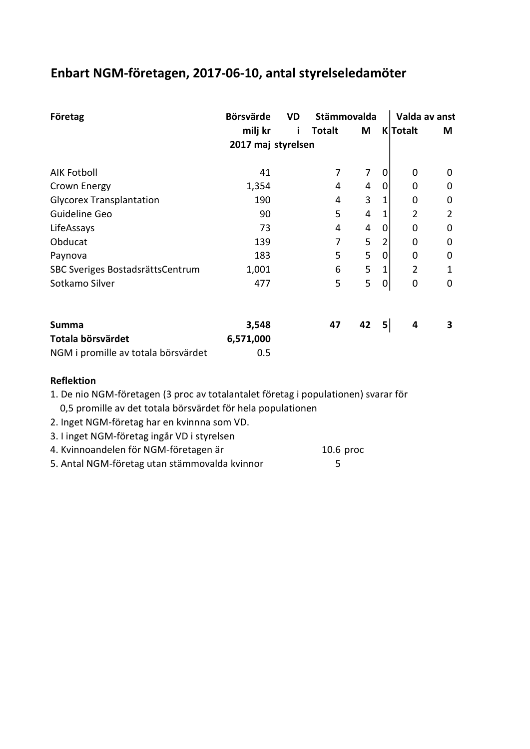## Enbart NGM-företagen, 2017-06-10, antal styrelseledamöter

| Företag | Börsvärde milj kr 2017 maj | VD i styrelsen | Stämmovalda Totalt | M | K | Valda av anst Totalt | M |
|---|---|---|---|---|---|---|---|
| AIK Fotboll | 41 | | 7 | 7 | 0 | 0 | 0 |
| Crown Energy | 1,354 | | 4 | 4 | 0 | 0 | 0 |
| Glycorex Transplantation | 190 | | 4 | 3 | 1 | 0 | 0 |
| Guideline Geo | 90 | | 5 | 4 | 1 | 2 | 2 |
| LifeAssays | 73 | | 4 | 4 | 0 | 0 | 0 |
| Obducat | 139 | | 7 | 5 | 2 | 0 | 0 |
| Paynova | 183 | | 5 | 5 | 0 | 0 | 0 |
| SBC Sveriges BostadsrättsCentrum | 1,001 | | 6 | 5 | 1 | 2 | 1 |
| Sotkamo Silver | 477 | | 5 | 5 | 0 | 0 | 0 |
| **Summa** | **3,548** | | **47** | **42** | **5** | **4** | **3** |
| **Totala börsvärdet** | **6,571,000** | | | | | | |
| NGM i promille av totala börsvärdet | 0.5 | | | | | | |

**Reflektion**

1. De nio NGM-företagen (3 proc av totalantalet företag i populationen) svarar för 0,5 promille av det totala börsvärdet för hela populationen
2. Inget NGM-företag har en kvinnna som VD.
3. I inget NGM-företag ingår VD i styrelsen
4. Kvinnoandelen för NGM-företagen är 10.6 proc
5. Antal NGM-företag utan stämmovalda kvinnor 5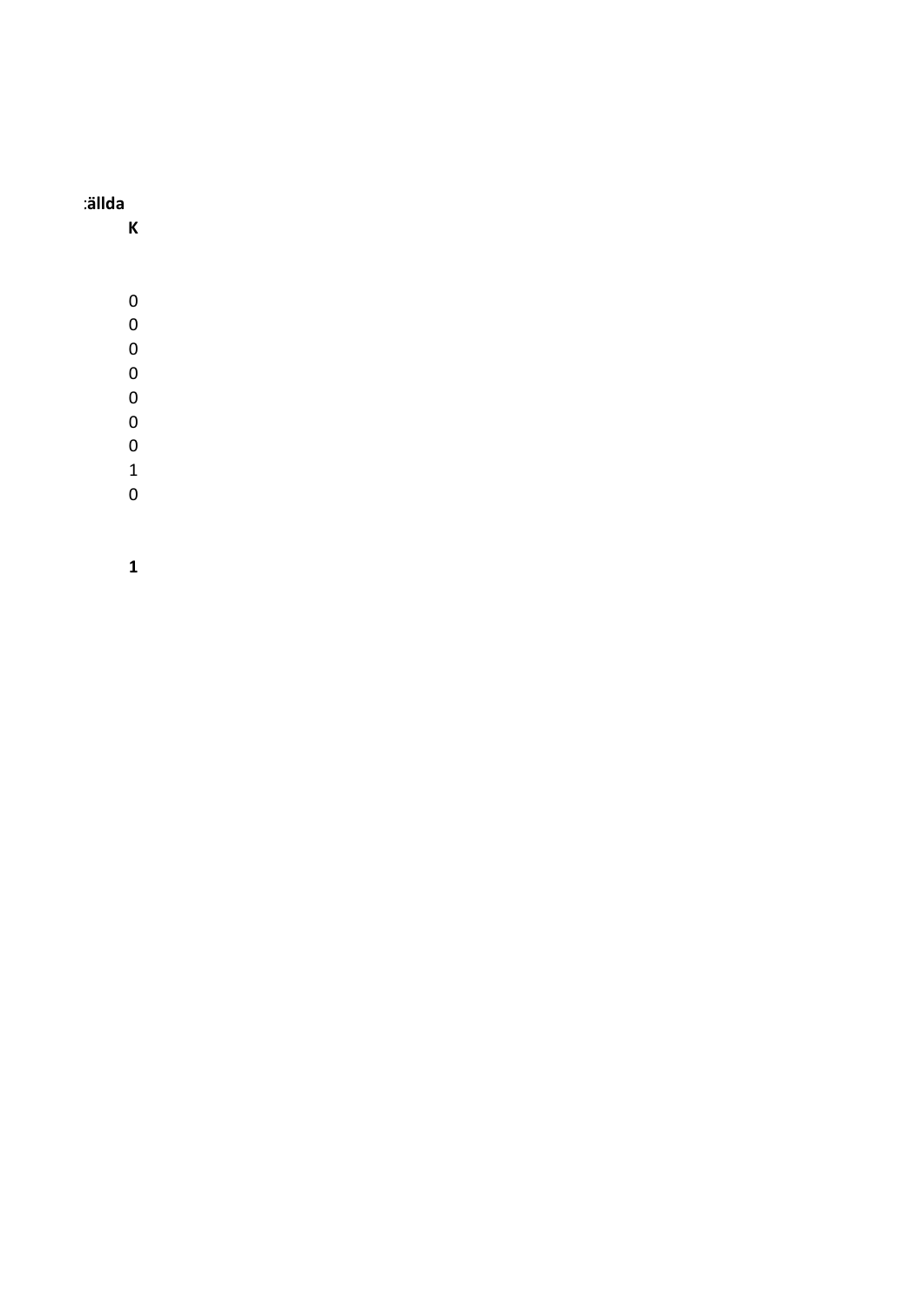| :ällda |
|---|
| **K** |
| |
| 0 |
| 0 |
| 0 |
| 0 |
| 0 |
| 0 |
| 0 |
| 1 |
| 0 |
| |
| **1** |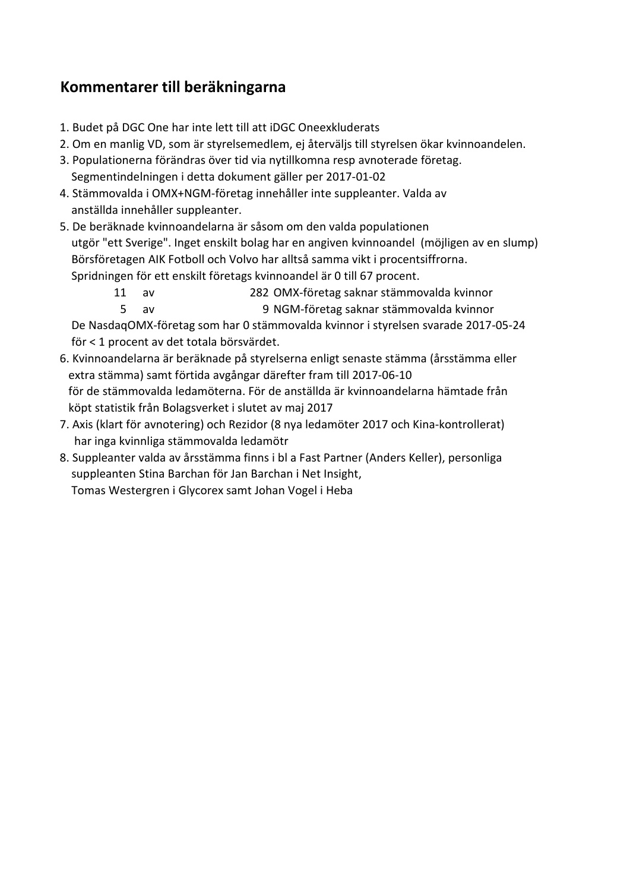## Kommentarer till beräkningarna

1. Budet på DGC One har inte lett till att iDGC Oneexkluderats
2. Om en manlig VD, som är styrelsemedlem, ej återväljs till styrelsen ökar kvinnoandelen.
3. Populationerna förändras över tid via nytillkomna resp avnoterade företag.
   Segmentindelningen i detta dokument gäller per 2017-01-02
4. Stämmovalda i OMX+NGM-företag innehåller inte suppleanter. Valda av
   anställda innehåller suppleanter.
5. De beräknade kvinnoandelarna är såsom om den valda populationen
   utgör "ett Sverige". Inget enskilt bolag har en angiven kvinnoandel (möjligen av en slump)
   Börsföretagen AIK Fotboll och Volvo har alltså samma vikt i procentsiffrorna.
   Spridningen för ett enskilt företags kvinnoandel är 0 till 67 procent.

   | | | | |
   |---|---|---|---|
   | 11 | av | 282 | OMX-företag saknar stämmovalda kvinnor |
   | 5 | av | 9 | NGM-företag saknar stämmovalda kvinnor |

   De NasdaqOMX-företag som har 0 stämmovalda kvinnor i styrelsen svarade 2017-05-24
   för < 1 procent av det totala börsvärdet.
6. Kvinnoandelarna är beräknade på styrelserna enligt senaste stämma (årsstämma eller
   extra stämma) samt förtida avgångar därefter fram till 2017-06-10
   för de stämmovalda ledamöterna. För de anställda är kvinnoandelarna hämtade från
   köpt statistik från Bolagsverket i slutet av maj 2017
7. Axis (klart för avnotering) och Rezidor (8 nya ledamöter 2017 och Kina-kontrollerat)
   har inga kvinnliga stämmovalda ledamötr
8. Suppleanter valda av årsstämma finns i bl a Fast Partner (Anders Keller), personliga
   suppleanten Stina Barchan för Jan Barchan i Net Insight,
   Tomas Westergren i Glycorex samt Johan Vogel i Heba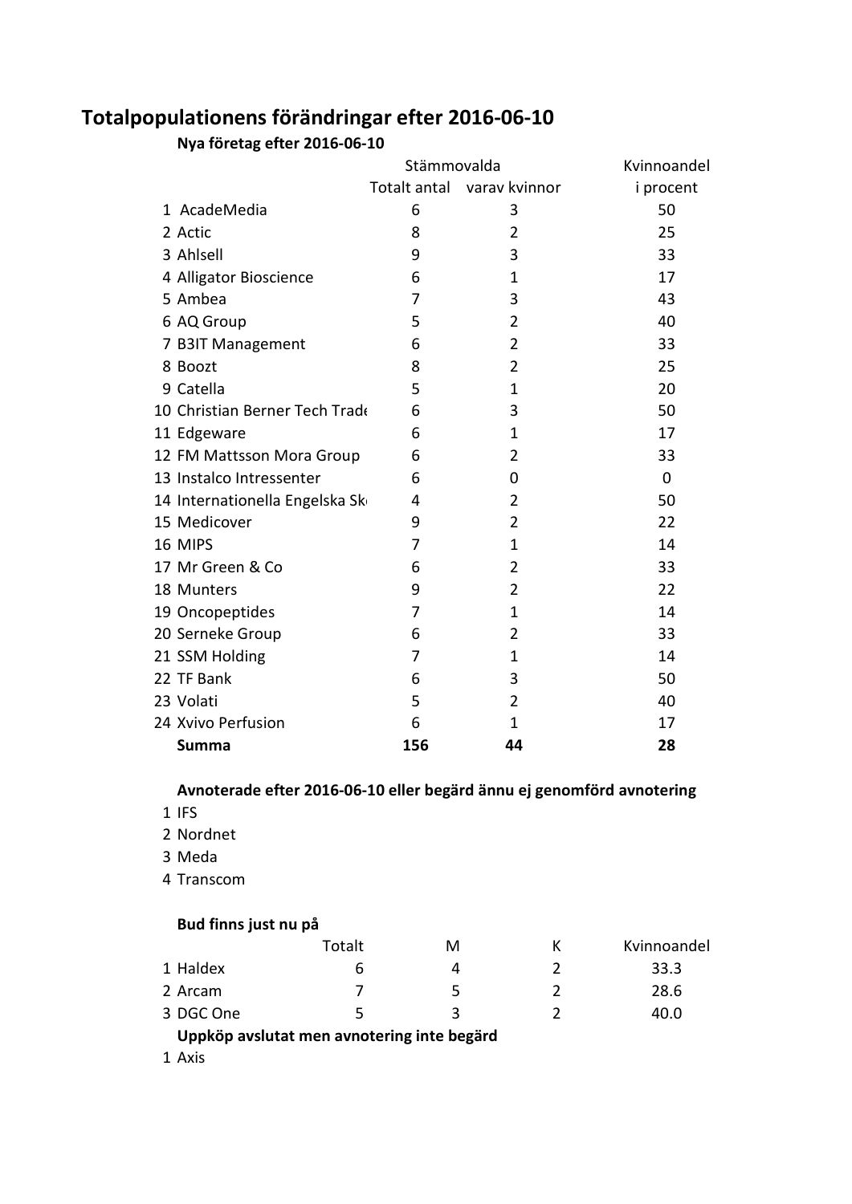# Totalpopulationens förändringar efter 2016-06-10

### Nya företag efter 2016-06-10

| | | Stämmovalda | | Kvinnoandel |
|---|---|---|---|---|
| | | Totalt antal | varav kvinnor | i procent |
| 1 | AcadeMedia | 6 | 3 | 50 |
| 2 | Actic | 8 | 2 | 25 |
| 3 | Ahlsell | 9 | 3 | 33 |
| 4 | Alligator Bioscience | 6 | 1 | 17 |
| 5 | Ambea | 7 | 3 | 43 |
| 6 | AQ Group | 5 | 2 | 40 |
| 7 | B3IT Management | 6 | 2 | 33 |
| 8 | Boozt | 8 | 2 | 25 |
| 9 | Catella | 5 | 1 | 20 |
| 10 | Christian Berner Tech Trade | 6 | 3 | 50 |
| 11 | Edgeware | 6 | 1 | 17 |
| 12 | FM Mattsson Mora Group | 6 | 2 | 33 |
| 13 | Instalco Intressenter | 6 | 0 | 0 |
| 14 | Internationella Engelska Sk | 4 | 2 | 50 |
| 15 | Medicover | 9 | 2 | 22 |
| 16 | MIPS | 7 | 1 | 14 |
| 17 | Mr Green & Co | 6 | 2 | 33 |
| 18 | Munters | 9 | 2 | 22 |
| 19 | Oncopeptides | 7 | 1 | 14 |
| 20 | Serneke Group | 6 | 2 | 33 |
| 21 | SSM Holding | 7 | 1 | 14 |
| 22 | TF Bank | 6 | 3 | 50 |
| 23 | Volati | 5 | 2 | 40 |
| 24 | Xvivo Perfusion | 6 | 1 | 17 |
| | **Summa** | **156** | **44** | **28** |

### Avnoterade efter 2016-06-10 eller begärd ännu ej genomförd avnotering

1. IFS
2. Nordnet
3. Meda
4. Transcom

### Bud finns just nu på

| | | Totalt | M | K | Kvinnoandel |
|---|---|---|---|---|---|
| 1 | Haldex | 6 | 4 | 2 | 33.3 |
| 2 | Arcam | 7 | 5 | 2 | 28.6 |
| 3 | DGC One | 5 | 3 | 2 | 40.0 |

### Uppköp avslutat men avnotering inte begärd

1. Axis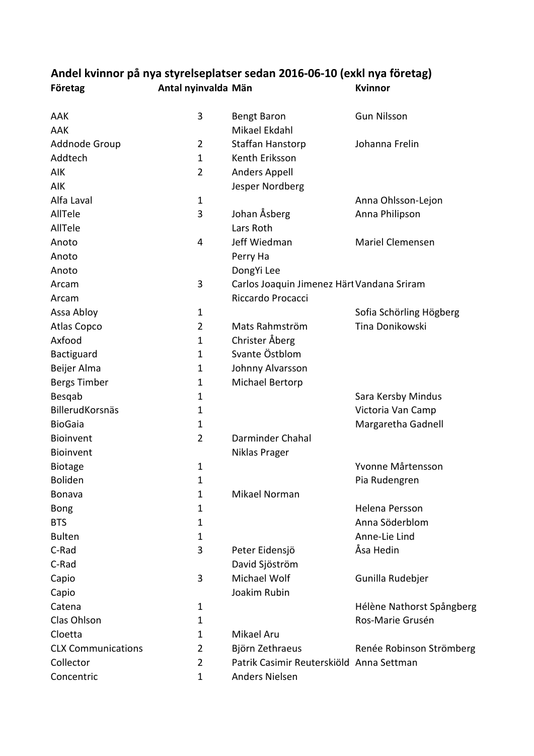## Andel kvinnor på nya styrelseplatser sedan 2016-06-10 (exkl nya företag)

| Företag | Antal nyinvalda | Män | Kvinnor |
|---|---|---|---|
| AAK | 3 | Bengt Baron | Gun Nilsson |
| AAK | | Mikael Ekdahl | |
| Addnode Group | 2 | Staffan Hanstorp | Johanna Frelin |
| Addtech | 1 | Kenth Eriksson | |
| AIK | 2 | Anders Appell | |
| AIK | | Jesper Nordberg | |
| Alfa Laval | 1 | | Anna Ohlsson-Lejon |
| AllTele | 3 | Johan Åsberg | Anna Philipson |
| AllTele | | Lars Roth | |
| Anoto | 4 | Jeff Wiedman | Mariel Clemensen |
| Anoto | | Perry Ha | |
| Anoto | | DongYi Lee | |
| Arcam | 3 | Carlos Joaquin Jimenez Härt | Vandana Sriram |
| Arcam | | Riccardo Procacci | |
| Assa Abloy | 1 | | Sofia Schörling Högberg |
| Atlas Copco | 2 | Mats Rahmström | Tina Donikowski |
| Axfood | 1 | Christer Åberg | |
| Bactiguard | 1 | Svante Östblom | |
| Beijer Alma | 1 | Johnny Alvarsson | |
| Bergs Timber | 1 | Michael Bertorp | |
| Besqab | 1 | | Sara Kersby Mindus |
| BillerudKorsnäs | 1 | | Victoria Van Camp |
| BioGaia | 1 | | Margaretha Gadnell |
| Bioinvent | 2 | Darminder Chahal | |
| Bioinvent | | Niklas Prager | |
| Biotage | 1 | | Yvonne Mårtensson |
| Boliden | 1 | | Pia Rudengren |
| Bonava | 1 | Mikael Norman | |
| Bong | 1 | | Helena Persson |
| BTS | 1 | | Anna Söderblom |
| Bulten | 1 | | Anne-Lie Lind |
| C-Rad | 3 | Peter Eidensjö | Åsa Hedin |
| C-Rad | | David Sjöström | |
| Capio | 3 | Michael Wolf | Gunilla Rudebjer |
| Capio | | Joakim Rubin | |
| Catena | 1 | | Hélène Nathorst Spångberg |
| Clas Ohlson | 1 | | Ros-Marie Grusén |
| Cloetta | 1 | Mikael Aru | |
| CLX Communications | 2 | Björn Zethraeus | Renée Robinson Strömberg |
| Collector | 2 | Patrik Casimir Reuterskiöld | Anna Settman |
| Concentric | 1 | Anders Nielsen | |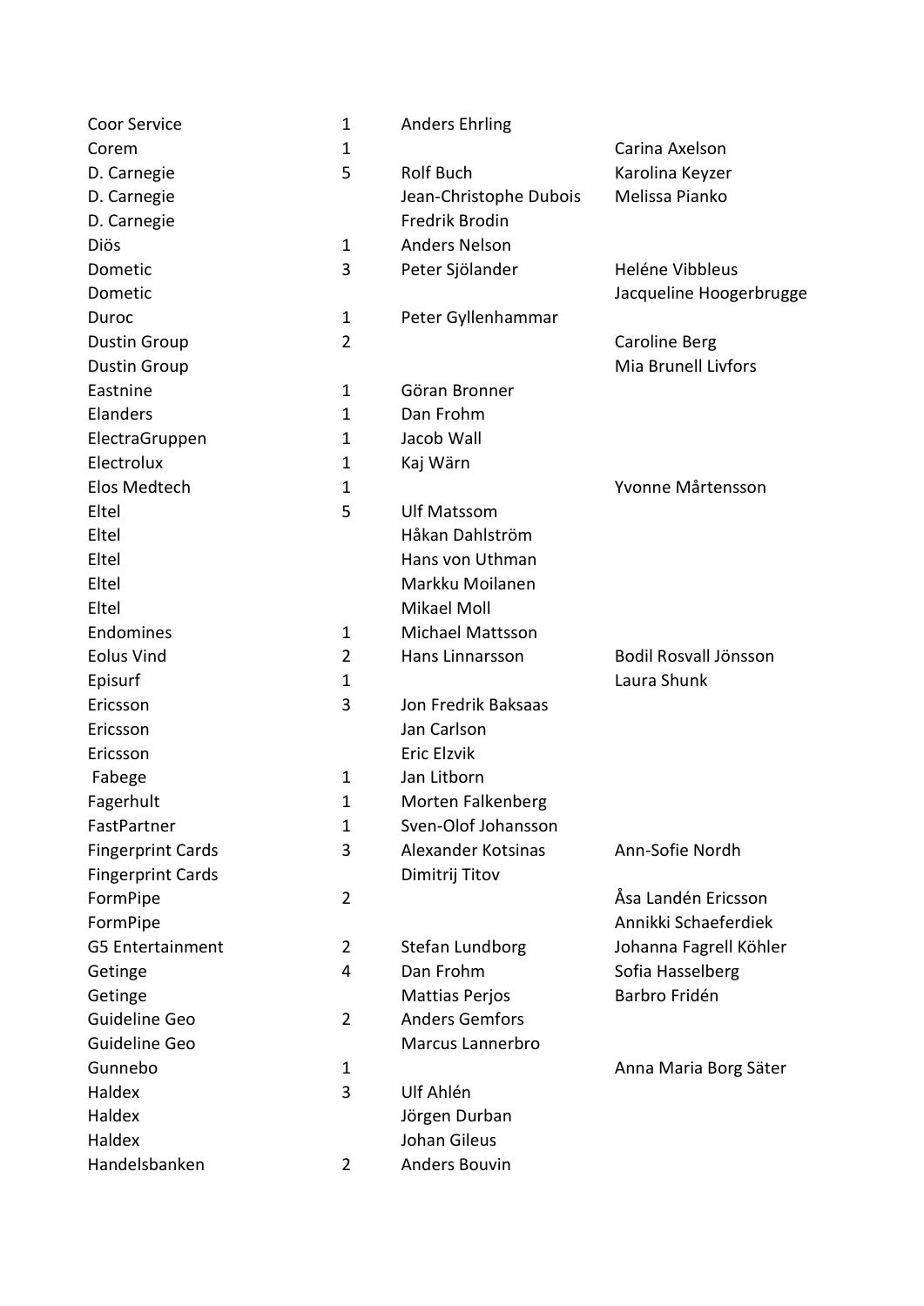| | | | |
|---|---|---|---|
| Coor Service | 1 | Anders Ehrling | |
| Corem | 1 | | Carina Axelson |
| D. Carnegie | 5 | Rolf Buch | Karolina Keyzer |
| D. Carnegie | | Jean-Christophe Dubois | Melissa Pianko |
| D. Carnegie | | Fredrik Brodin | |
| Diös | 1 | Anders Nelson | |
| Dometic | 3 | Peter Sjölander | Heléne Vibbleus |
| Dometic | | | Jacqueline Hoogerbrugge |
| Duroc | 1 | Peter Gyllenhammar | |
| Dustin Group | 2 | | Caroline Berg |
| Dustin Group | | | Mia Brunell Livfors |
| Eastnine | 1 | Göran Bronner | |
| Elanders | 1 | Dan Frohm | |
| ElectraGruppen | 1 | Jacob Wall | |
| Electrolux | 1 | Kaj Wärn | |
| Elos Medtech | 1 | | Yvonne Mårtensson |
| Eltel | 5 | Ulf Matssom | |
| Eltel | | Håkan Dahlström | |
| Eltel | | Hans von Uthman | |
| Eltel | | Markku Moilanen | |
| Eltel | | Mikael Moll | |
| Endomines | 1 | Michael Mattsson | |
| Eolus Vind | 2 | Hans Linnarsson | Bodil Rosvall Jönsson |
| Episurf | 1 | | Laura Shunk |
| Ericsson | 3 | Jon Fredrik Baksaas | |
| Ericsson | | Jan Carlson | |
| Ericsson | | Eric Elzvik | |
| Fabege | 1 | Jan Litborn | |
| Fagerhult | 1 | Morten Falkenberg | |
| FastPartner | 1 | Sven-Olof Johansson | |
| Fingerprint Cards | 3 | Alexander Kotsinas | Ann-Sofie Nordh |
| Fingerprint Cards | | Dimitrij Titov | |
| FormPipe | 2 | | Åsa Landén Ericsson |
| FormPipe | | | Annikki Schaeferdiek |
| G5 Entertainment | 2 | Stefan Lundborg | Johanna Fagrell Köhler |
| Getinge | 4 | Dan Frohm | Sofia Hasselberg |
| Getinge | | Mattias Perjos | Barbro Fridén |
| Guideline Geo | 2 | Anders Gemfors | |
| Guideline Geo | | Marcus Lannerbro | |
| Gunnebo | 1 | | Anna Maria Borg Säter |
| Haldex | 3 | Ulf Ahlén | |
| Haldex | | Jörgen Durban | |
| Haldex | | Johan Gileus | |
| Handelsbanken | 2 | Anders Bouvin | |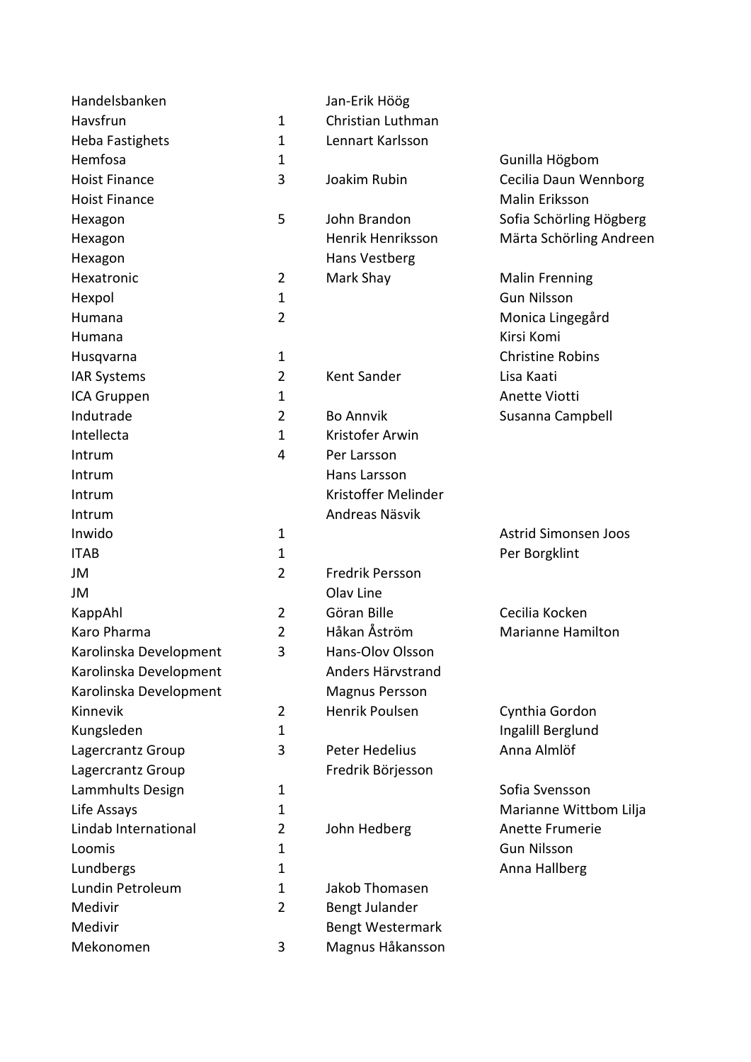| | | | |
|---|---|---|---|
| Handelsbanken | | Jan-Erik Höög | |
| Havsfrun | 1 | Christian Luthman | |
| Heba Fastighets | 1 | Lennart Karlsson | |
| Hemfosa | 1 | | Gunilla Högbom |
| Hoist Finance | 3 | Joakim Rubin | Cecilia Daun Wennborg |
| Hoist Finance | | | Malin Eriksson |
| Hexagon | 5 | John Brandon | Sofia Schörling Högberg |
| Hexagon | | Henrik Henriksson | Märta Schörling Andreen |
| Hexagon | | Hans Vestberg | |
| Hexatronic | 2 | Mark Shay | Malin Frenning |
| Hexpol | 1 | | Gun Nilsson |
| Humana | 2 | | Monica Lingegård |
| Humana | | | Kirsi Komi |
| Husqvarna | 1 | | Christine Robins |
| IAR Systems | 2 | Kent Sander | Lisa Kaati |
| ICA Gruppen | 1 | | Anette Viotti |
| Indutrade | 2 | Bo Annvik | Susanna Campbell |
| Intellecta | 1 | Kristofer Arwin | |
| Intrum | 4 | Per Larsson | |
| Intrum | | Hans Larsson | |
| Intrum | | Kristoffer Melinder | |
| Intrum | | Andreas Näsvik | |
| Inwido | 1 | | Astrid Simonsen Joos |
| ITAB | 1 | | Per Borgklint |
| JM | 2 | Fredrik Persson | |
| JM | | Olav Line | |
| KappAhl | 2 | Göran Bille | Cecilia Kocken |
| Karo Pharma | 2 | Håkan Åström | Marianne Hamilton |
| Karolinska Development | 3 | Hans-Olov Olsson | |
| Karolinska Development | | Anders Härvstrand | |
| Karolinska Development | | Magnus Persson | |
| Kinnevik | 2 | Henrik Poulsen | Cynthia Gordon |
| Kungsleden | 1 | | Ingalill Berglund |
| Lagercrantz Group | 3 | Peter Hedelius | Anna Almlöf |
| Lagercrantz Group | | Fredrik Börjesson | |
| Lammhults Design | 1 | | Sofia Svensson |
| Life Assays | 1 | | Marianne Wittbom Lilja |
| Lindab International | 2 | John Hedberg | Anette Frumerie |
| Loomis | 1 | | Gun Nilsson |
| Lundbergs | 1 | | Anna Hallberg |
| Lundin Petroleum | 1 | Jakob Thomasen | |
| Medivir | 2 | Bengt Julander | |
| Medivir | | Bengt Westermark | |
| Mekonomen | 3 | Magnus Håkansson | |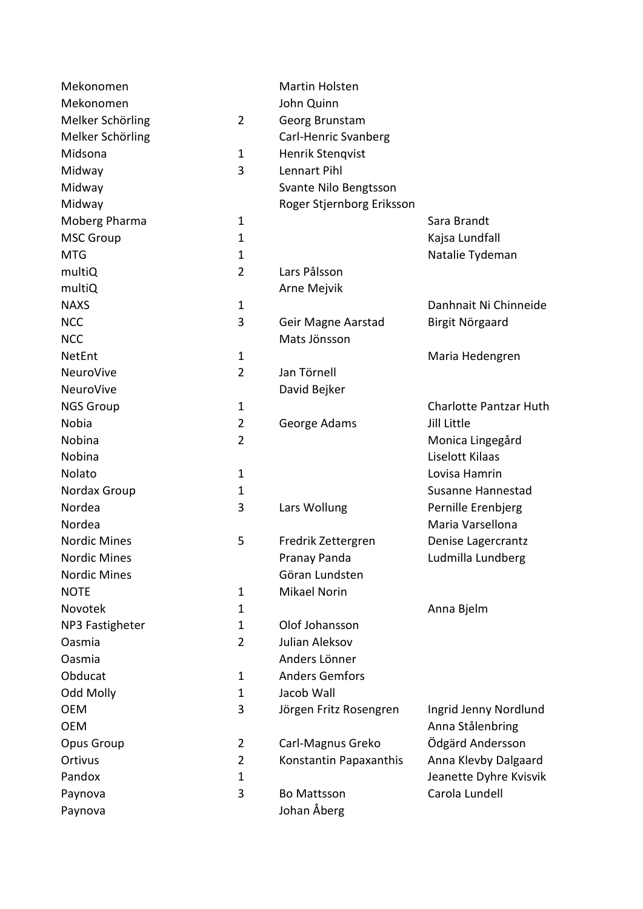| | | | |
|---|---|---|---|
| Mekonomen | | Martin Holsten | |
| Mekonomen | | John Quinn | |
| Melker Schörling | 2 | Georg Brunstam | |
| Melker Schörling | | Carl-Henric Svanberg | |
| Midsona | 1 | Henrik Stenqvist | |
| Midway | 3 | Lennart Pihl | |
| Midway | | Svante Nilo Bengtsson | |
| Midway | | Roger Stjernborg Eriksson | |
| Moberg Pharma | 1 | | Sara Brandt |
| MSC Group | 1 | | Kajsa Lundfall |
| MTG | 1 | | Natalie Tydeman |
| multiQ | 2 | Lars Pålsson | |
| multiQ | | Arne Mejvik | |
| NAXS | 1 | | Danhnait Ni Chinneide |
| NCC | 3 | Geir Magne Aarstad | Birgit Nörgaard |
| NCC | | Mats Jönsson | |
| NetEnt | 1 | | Maria Hedengren |
| NeuroVive | 2 | Jan Törnell | |
| NeuroVive | | David Bejker | |
| NGS Group | 1 | | Charlotte Pantzar Huth |
| Nobia | 2 | George Adams | Jill Little |
| Nobina | 2 | | Monica Lingegård |
| Nobina | | | Liselott Kilaas |
| Nolato | 1 | | Lovisa Hamrin |
| Nordax Group | 1 | | Susanne Hannestad |
| Nordea | 3 | Lars Wollung | Pernille Erenbjerg |
| Nordea | | | Maria Varsellona |
| Nordic Mines | 5 | Fredrik Zettergren | Denise Lagercrantz |
| Nordic Mines | | Pranay Panda | Ludmilla Lundberg |
| Nordic Mines | | Göran Lundsten | |
| NOTE | 1 | Mikael Norin | |
| Novotek | 1 | | Anna Bjelm |
| NP3 Fastigheter | 1 | Olof Johansson | |
| Oasmia | 2 | Julian Aleksov | |
| Oasmia | | Anders Lönner | |
| Obducat | 1 | Anders Gemfors | |
| Odd Molly | 1 | Jacob Wall | |
| OEM | 3 | Jörgen Fritz Rosengren | Ingrid Jenny Nordlund |
| OEM | | | Anna Stålenbring |
| Opus Group | 2 | Carl-Magnus Greko | Ödgärd Andersson |
| Ortivus | 2 | Konstantin Papaxanthis | Anna Klevby Dalgaard |
| Pandox | 1 | | Jeanette Dyhre Kvisvik |
| Paynova | 3 | Bo Mattsson | Carola Lundell |
| Paynova | | Johan Åberg | |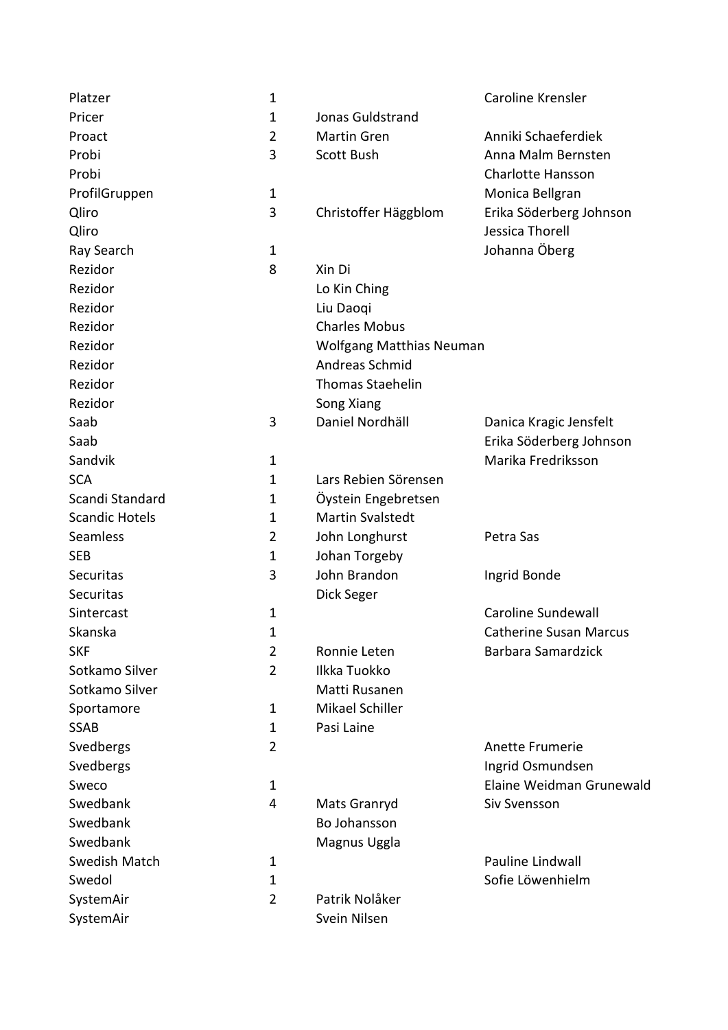| | | | |
|---|---|---|---|
| Platzer | 1 | | Caroline Krensler |
| Pricer | 1 | Jonas Guldstrand | |
| Proact | 2 | Martin Gren | Anniki Schaeferdiek |
| Probi | 3 | Scott Bush | Anna Malm Bernsten |
| Probi | | | Charlotte Hansson |
| ProfilGruppen | 1 | | Monica Bellgran |
| Qliro | 3 | Christoffer Häggblom | Erika Söderberg Johnson |
| Qliro | | | Jessica Thorell |
| Ray Search | 1 | | Johanna Öberg |
| Rezidor | 8 | Xin Di | |
| Rezidor | | Lo Kin Ching | |
| Rezidor | | Liu Daoqi | |
| Rezidor | | Charles Mobus | |
| Rezidor | | Wolfgang Matthias Neuman | |
| Rezidor | | Andreas Schmid | |
| Rezidor | | Thomas Staehelin | |
| Rezidor | | Song Xiang | |
| Saab | 3 | Daniel Nordhäll | Danica Kragic Jensfelt |
| Saab | | | Erika Söderberg Johnson |
| Sandvik | 1 | | Marika Fredriksson |
| SCA | 1 | Lars Rebien Sörensen | |
| Scandi Standard | 1 | Öystein Engebretsen | |
| Scandic Hotels | 1 | Martin Svalstedt | |
| Seamless | 2 | John Longhurst | Petra Sas |
| SEB | 1 | Johan Torgeby | |
| Securitas | 3 | John Brandon | Ingrid Bonde |
| Securitas | | Dick Seger | |
| Sintercast | 1 | | Caroline Sundewall |
| Skanska | 1 | | Catherine Susan Marcus |
| SKF | 2 | Ronnie Leten | Barbara Samardzick |
| Sotkamo Silver | 2 | Ilkka Tuokko | |
| Sotkamo Silver | | Matti Rusanen | |
| Sportamore | 1 | Mikael Schiller | |
| SSAB | 1 | Pasi Laine | |
| Svedbergs | 2 | | Anette Frumerie |
| Svedbergs | | | Ingrid Osmundsen |
| Sweco | 1 | | Elaine Weidman Grunewald |
| Swedbank | 4 | Mats Granryd | Siv Svensson |
| Swedbank | | Bo Johansson | |
| Swedbank | | Magnus Uggla | |
| Swedish Match | 1 | | Pauline Lindwall |
| Swedol | 1 | | Sofie Löwenhielm |
| SystemAir | 2 | Patrik Nolåker | |
| SystemAir | | Svein Nilsen | |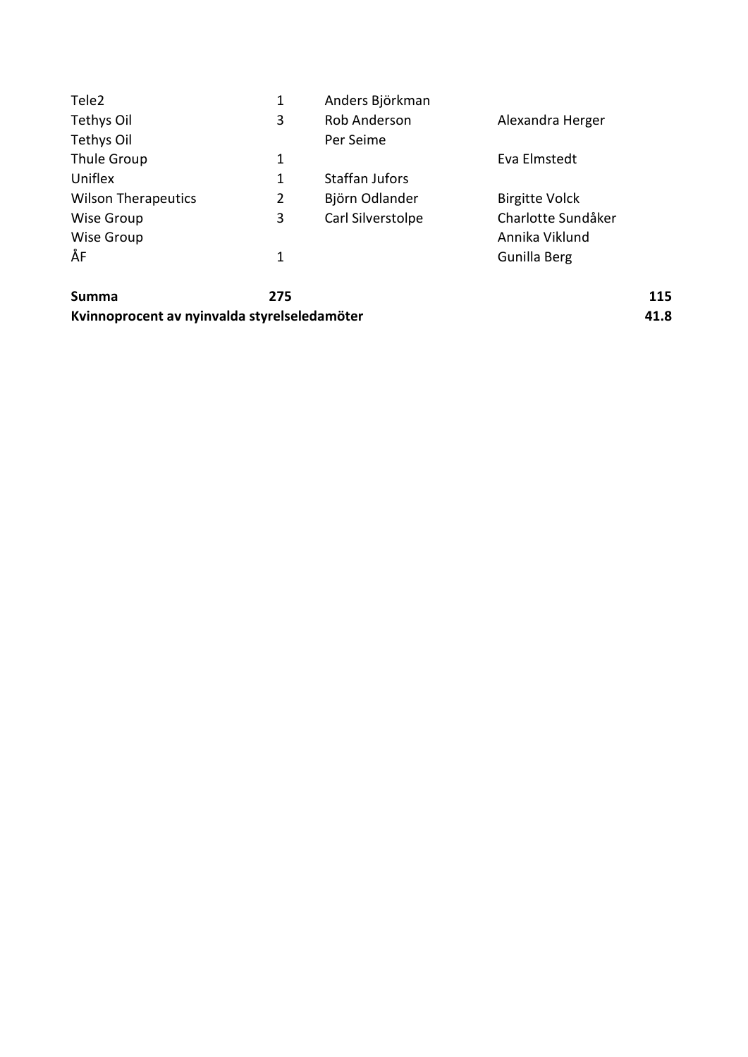| | | | |
|---|---|---|---|
| Tele2 | 1 | Anders Björkman | |
| Tethys Oil | 3 | Rob Anderson | Alexandra Herger |
| Tethys Oil | | Per Seime | |
| Thule Group | 1 | | Eva Elmstedt |
| Uniflex | 1 | Staffan Jufors | |
| Wilson Therapeutics | 2 | Björn Odlander | Birgitte Volck |
| Wise Group | 3 | Carl Silverstolpe | Charlotte Sundåker |
| Wise Group | | | Annika Viklund |
| ÅF | 1 | | Gunilla Berg |
| **Summa** | **275** | | **115** |
| **Kvinnoprocent av nyinvalda styrelseledamöter** | | | **41.8** |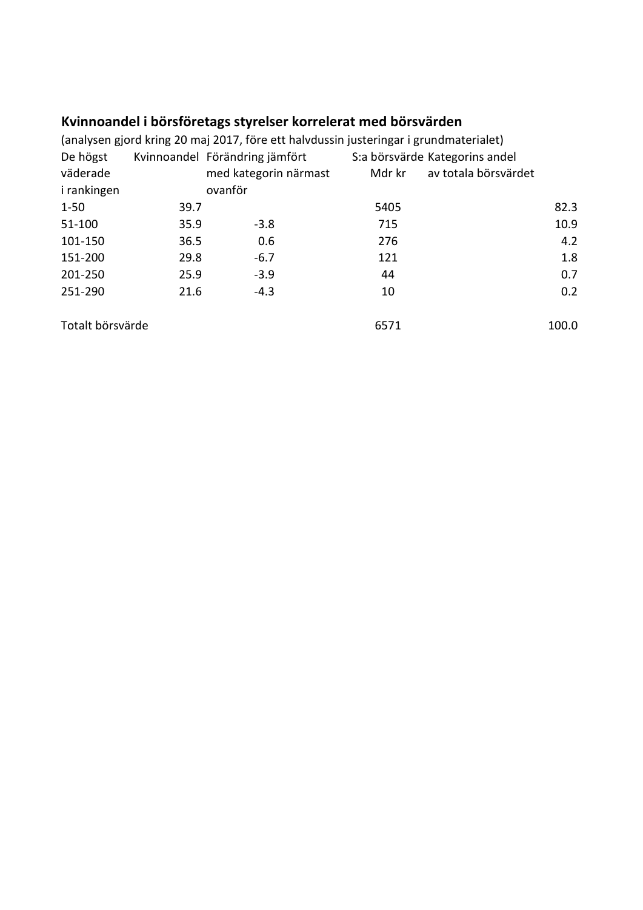**Kvinnoandel i börsföretags styrelser korrelerat med börsvärden**

(analysen gjord kring 20 maj 2017, före ett halvdussin justeringar i grundmaterialet)

| De högst väderade i rankingen | Kvinnoandel | Förändring jämfört med kategorin närmast ovanför | S:a börsvärde Mdr kr | Kategorins andel av totala börsvärdet |
|---|---|---|---|---|
| 1-50 | 39.7 | | 5405 | 82.3 |
| 51-100 | 35.9 | -3.8 | 715 | 10.9 |
| 101-150 | 36.5 | 0.6 | 276 | 4.2 |
| 151-200 | 29.8 | -6.7 | 121 | 1.8 |
| 201-250 | 25.9 | -3.9 | 44 | 0.7 |
| 251-290 | 21.6 | -4.3 | 10 | 0.2 |
| | | | | |
| Totalt börsvärde | | | 6571 | 100.0 |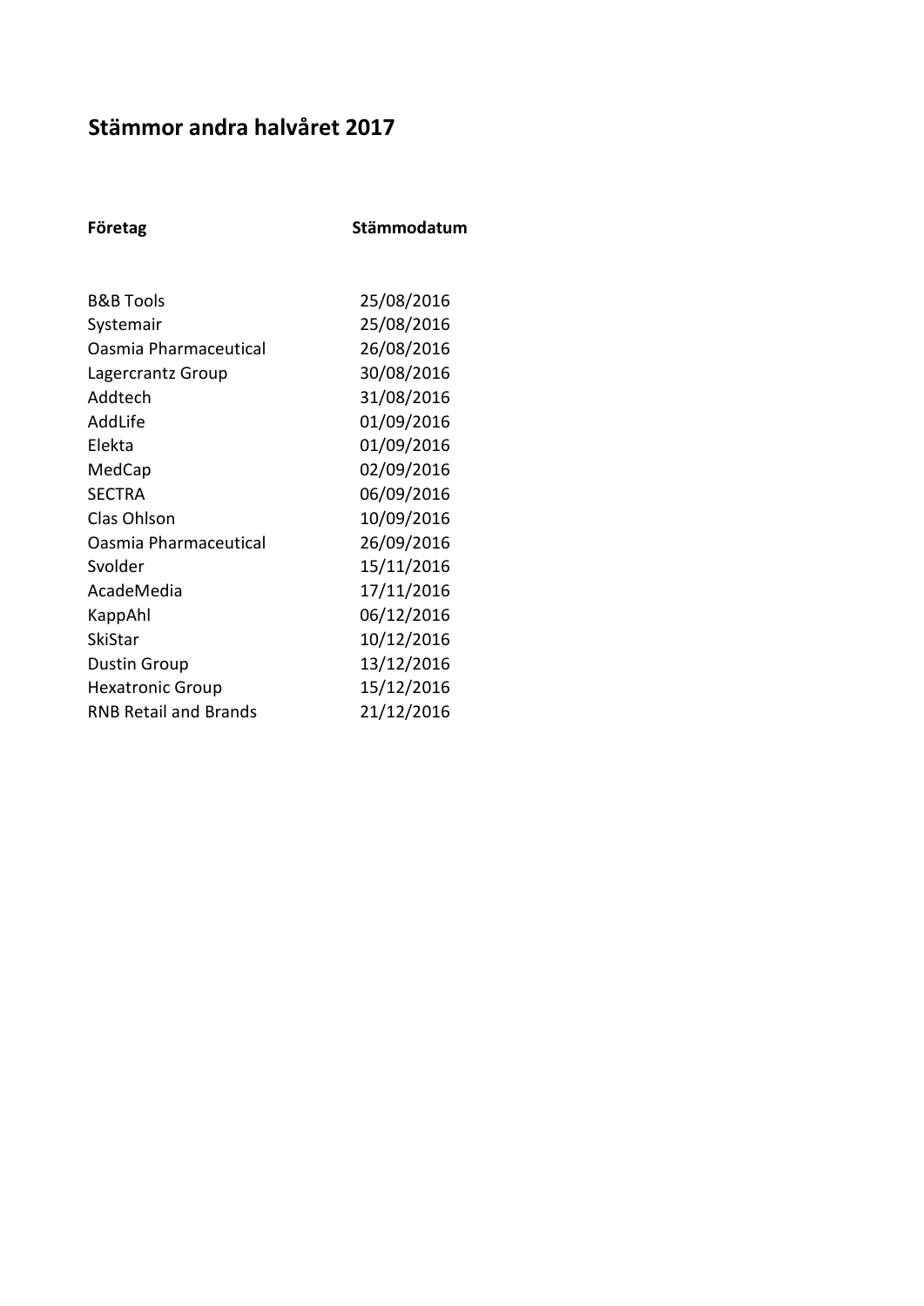# Stämmor andra halvåret 2017

| Företag | Stämmodatum |
|---|---|
| B&B Tools | 25/08/2016 |
| Systemair | 25/08/2016 |
| Oasmia Pharmaceutical | 26/08/2016 |
| Lagercrantz Group | 30/08/2016 |
| Addtech | 31/08/2016 |
| AddLife | 01/09/2016 |
| Elekta | 01/09/2016 |
| MedCap | 02/09/2016 |
| SECTRA | 06/09/2016 |
| Clas Ohlson | 10/09/2016 |
| Oasmia Pharmaceutical | 26/09/2016 |
| Svolder | 15/11/2016 |
| AcadeMedia | 17/11/2016 |
| KappAhl | 06/12/2016 |
| SkiStar | 10/12/2016 |
| Dustin Group | 13/12/2016 |
| Hexatronic Group | 15/12/2016 |
| RNB Retail and Brands | 21/12/2016 |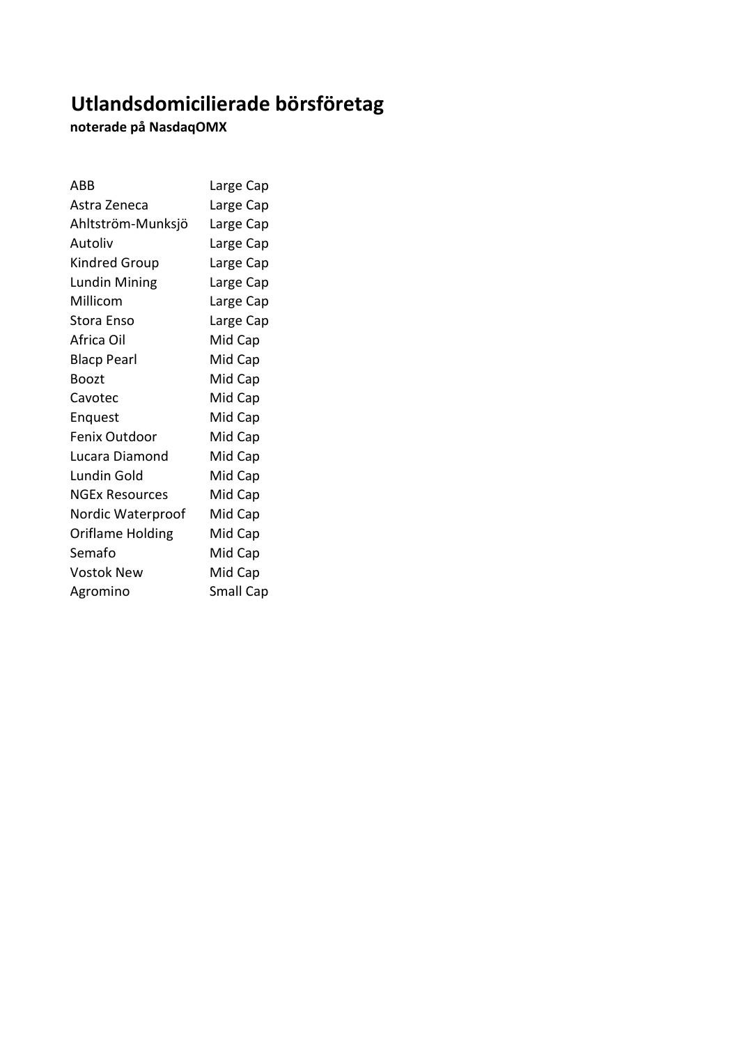# Utlandsdomicilierade börsföretag

**noterade på NasdaqOMX**

| | |
|---|---|
| ABB | Large Cap |
| Astra Zeneca | Large Cap |
| Ahltström-Munksjö | Large Cap |
| Autoliv | Large Cap |
| Kindred Group | Large Cap |
| Lundin Mining | Large Cap |
| Millicom | Large Cap |
| Stora Enso | Large Cap |
| Africa Oil | Mid Cap |
| Blacp Pearl | Mid Cap |
| Boozt | Mid Cap |
| Cavotec | Mid Cap |
| Enquest | Mid Cap |
| Fenix Outdoor | Mid Cap |
| Lucara Diamond | Mid Cap |
| Lundin Gold | Mid Cap |
| NGEx Resources | Mid Cap |
| Nordic Waterproof | Mid Cap |
| Oriflame Holding | Mid Cap |
| Semafo | Mid Cap |
| Vostok New | Mid Cap |
| Agromino | Small Cap |